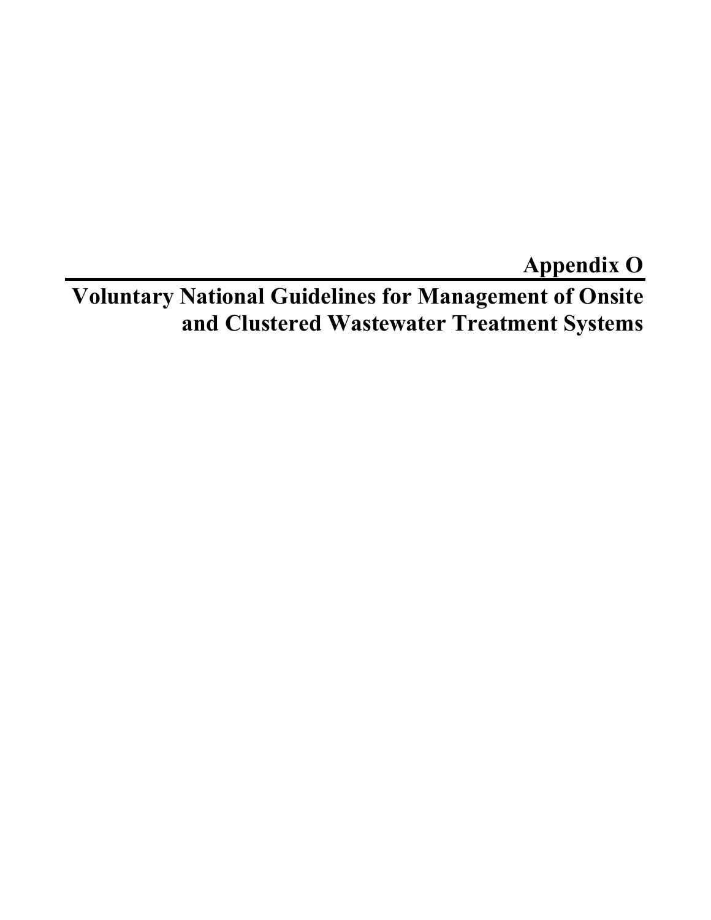# Appendix O

## Voluntary National Guidelines for Management of Onsite and Clustered Wastewater Treatment Systems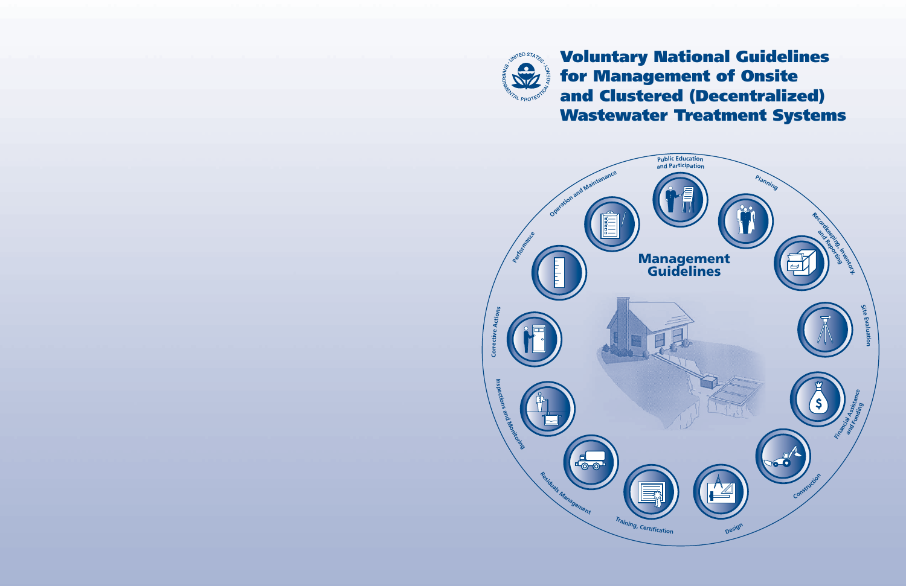# Voluntary National Guidelines for Management of Onsite and Clustered (Decentralized) Wastewater Treatment Systems

**Management Guidelines**

Public Education and Participation

Planning

Recordkeeping, Inventory, and Reporting

Site Evaluation

Financial Assistance and Funding

Construction

Design

Training, Certification

Residuals Management

Inspections and Monitoring

Corrective Actions

Performance

Operation and Maintenance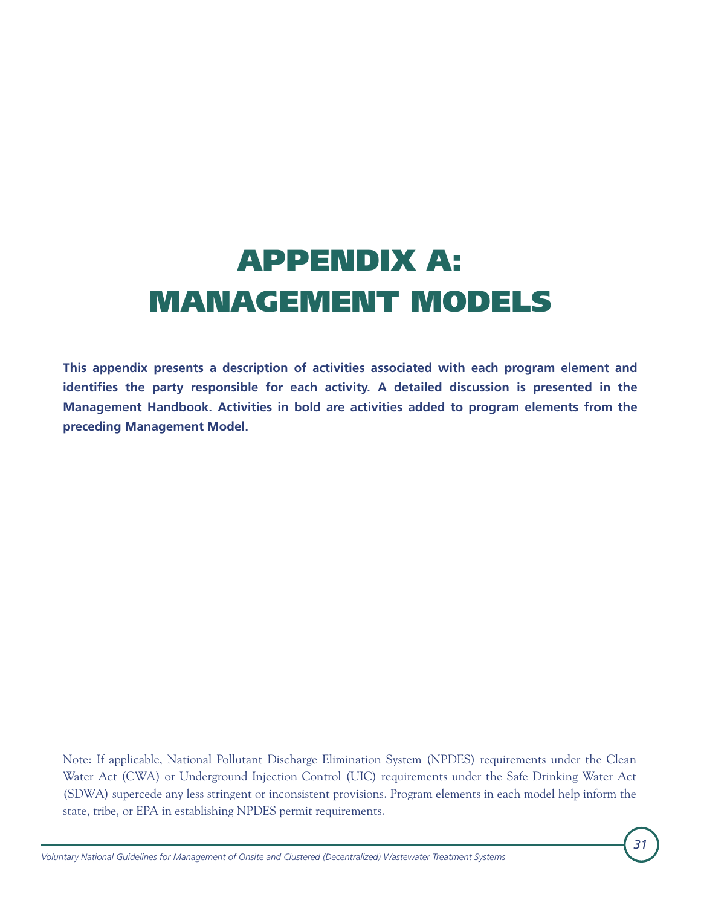# APPENDIX A: MANAGEMENT MODELS

**This appendix presents a description of activities associated with each program element and identifies the party responsible for each activity. A detailed discussion is presented in the Management Handbook. Activities in bold are activities added to program elements from the preceding Management Model.**

Note: If applicable, National Pollutant Discharge Elimination System (NPDES) requirements under the Clean Water Act (CWA) or Underground Injection Control (UIC) requirements under the Safe Drinking Water Act (SDWA) supercede any less stringent or inconsistent provisions. Program elements in each model help inform the state, tribe, or EPA in establishing NPDES permit requirements.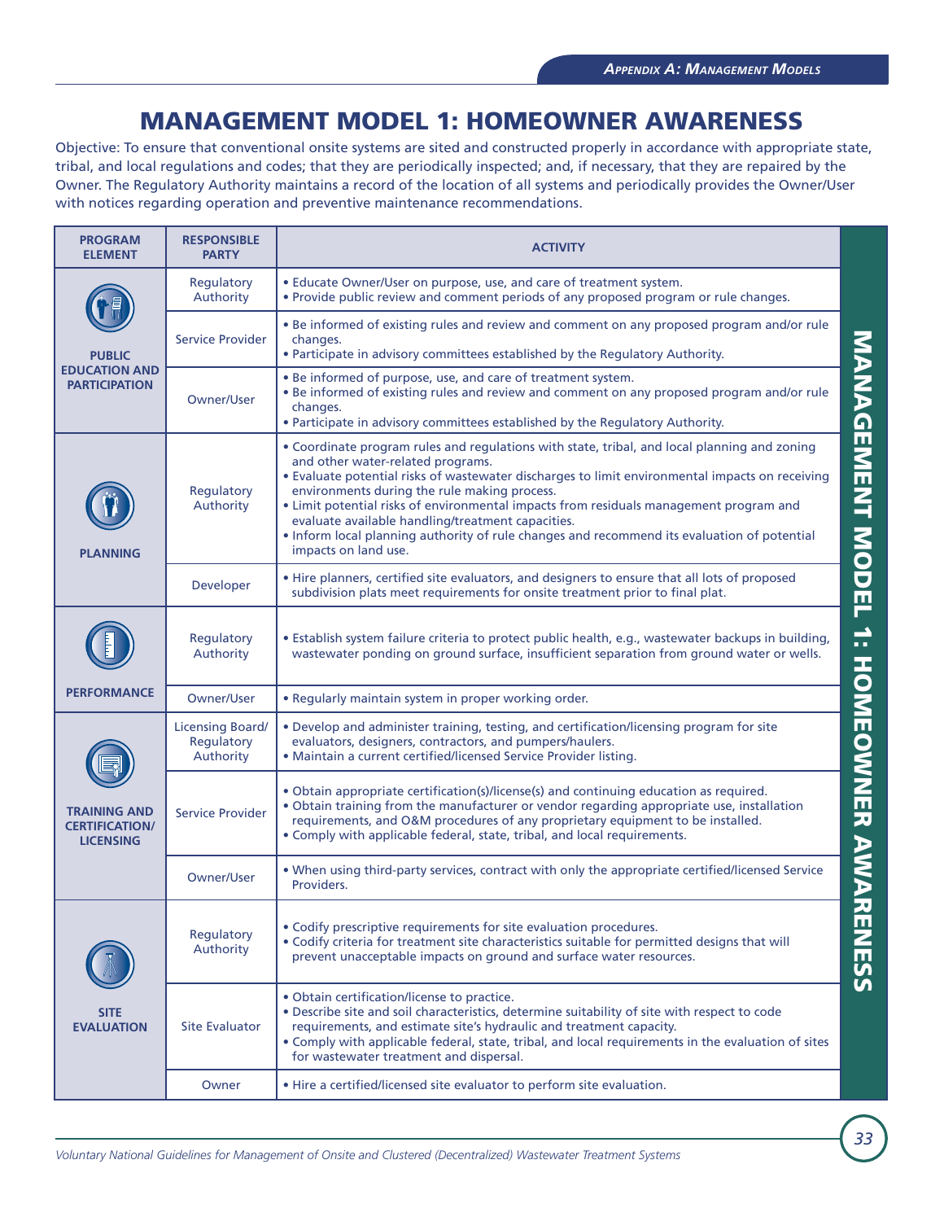# MANAGEMENT MODEL 1: HOMEOWNER AWARENESS

Objective: To ensure that conventional onsite systems are sited and constructed properly in accordance with appropriate state, tribal, and local regulations and codes; that they are periodically inspected; and, if necessary, that they are repaired by the Owner. The Regulatory Authority maintains a record of the location of all systems and periodically provides the Owner/User with notices regarding operation and preventive maintenance recommendations.

| PROGRAM ELEMENT | RESPONSIBLE PARTY | ACTIVITY |
|---|---|---|
| PUBLIC EDUCATION AND PARTICIPATION | Regulatory Authority | • Educate Owner/User on purpose, use, and care of treatment system.<br>• Provide public review and comment periods of any proposed program or rule changes. |
| | Service Provider | • Be informed of existing rules and review and comment on any proposed program and/or rule changes.<br>• Participate in advisory committees established by the Regulatory Authority. |
| | Owner/User | • Be informed of purpose, use, and care of treatment system.<br>• Be informed of existing rules and review and comment on any proposed program and/or rule changes.<br>• Participate in advisory committees established by the Regulatory Authority. |
| PLANNING | Regulatory Authority | • Coordinate program rules and regulations with state, tribal, and local planning and zoning and other water-related programs.<br>• Evaluate potential risks of wastewater discharges to limit environmental impacts on receiving environments during the rule making process.<br>• Limit potential risks of environmental impacts from residuals management program and evaluate available handling/treatment capacities.<br>• Inform local planning authority of rule changes and recommend its evaluation of potential impacts on land use. |
| | Developer | • Hire planners, certified site evaluators, and designers to ensure that all lots of proposed subdivision plats meet requirements for onsite treatment prior to final plat. |
| PERFORMANCE | Regulatory Authority | • Establish system failure criteria to protect public health, e.g., wastewater backups in building, wastewater ponding on ground surface, insufficient separation from ground water or wells. |
| | Owner/User | • Regularly maintain system in proper working order. |
| TRAINING AND CERTIFICATION/ LICENSING | Licensing Board/ Regulatory Authority | • Develop and administer training, testing, and certification/licensing program for site evaluators, designers, contractors, and pumpers/haulers.<br>• Maintain a current certified/licensed Service Provider listing. |
| | Service Provider | • Obtain appropriate certification(s)/license(s) and continuing education as required.<br>• Obtain training from the manufacturer or vendor regarding appropriate use, installation requirements, and O&M procedures of any proprietary equipment to be installed.<br>• Comply with applicable federal, state, tribal, and local requirements. |
| | Owner/User | • When using third-party services, contract with only the appropriate certified/licensed Service Providers. |
| SITE EVALUATION | Regulatory Authority | • Codify prescriptive requirements for site evaluation procedures.<br>• Codify criteria for treatment site characteristics suitable for permitted designs that will prevent unacceptable impacts on ground and surface water resources. |
| | Site Evaluator | • Obtain certification/license to practice.<br>• Describe site and soil characteristics, determine suitability of site with respect to code requirements, and estimate site's hydraulic and treatment capacity.<br>• Comply with applicable federal, state, tribal, and local requirements in the evaluation of sites for wastewater treatment and dispersal. |
| | Owner | • Hire a certified/licensed site evaluator to perform site evaluation. |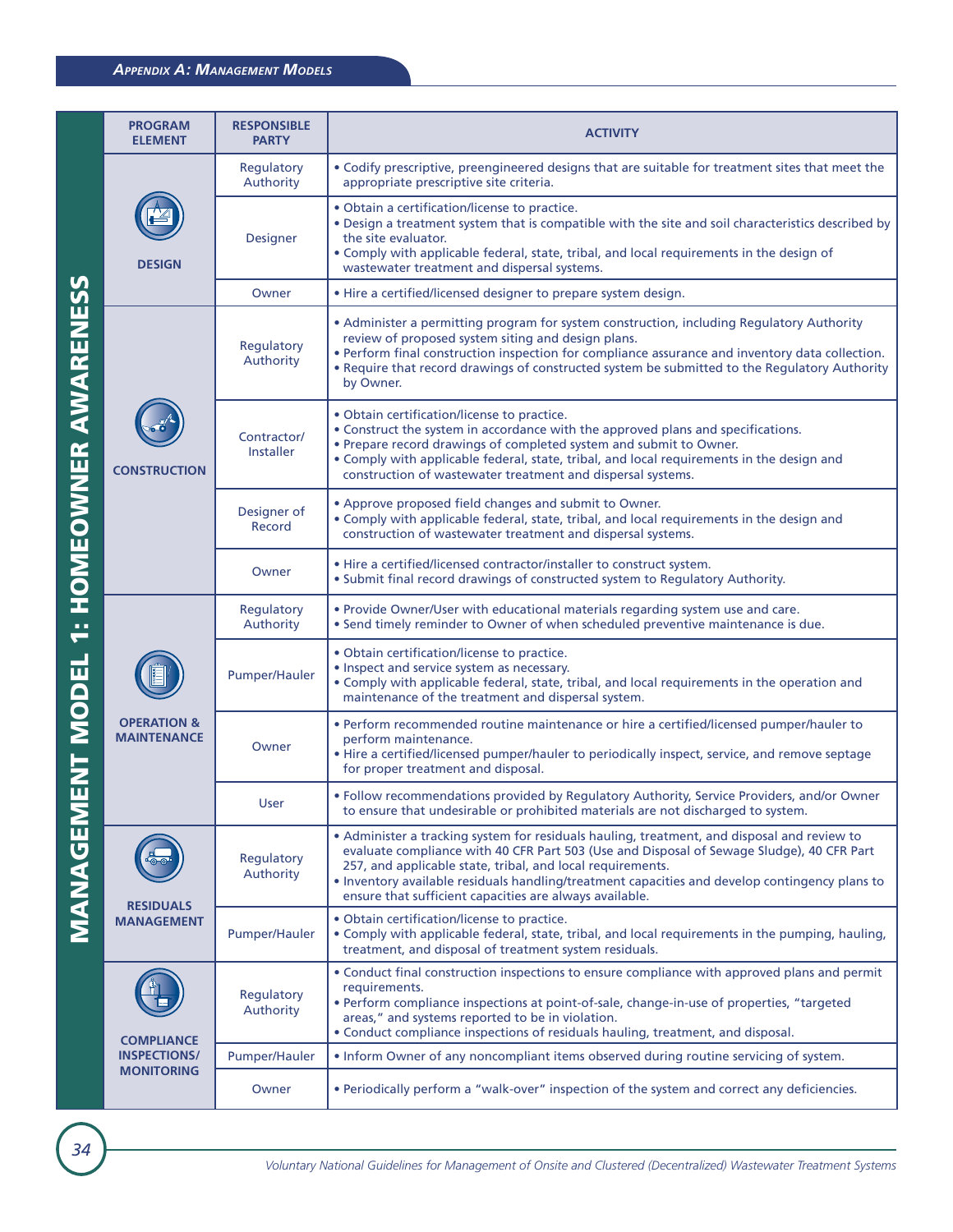## MANAGEMENT MODEL 1: HOMEOWNER AWARENESS

| PROGRAM ELEMENT | RESPONSIBLE PARTY | ACTIVITY |
|---|---|---|
| DESIGN | Regulatory Authority | • Codify prescriptive, preengineered designs that are suitable for treatment sites that meet the appropriate prescriptive site criteria. |
| | Designer | • Obtain a certification/license to practice.<br>• Design a treatment system that is compatible with the site and soil characteristics described by the site evaluator.<br>• Comply with applicable federal, state, tribal, and local requirements in the design of wastewater treatment and dispersal systems. |
| | Owner | • Hire a certified/licensed designer to prepare system design. |
| CONSTRUCTION | Regulatory Authority | • Administer a permitting program for system construction, including Regulatory Authority review of proposed system siting and design plans.<br>• Perform final construction inspection for compliance assurance and inventory data collection.<br>• Require that record drawings of constructed system be submitted to the Regulatory Authority by Owner. |
| | Contractor/ Installer | • Obtain certification/license to practice.<br>• Construct the system in accordance with the approved plans and specifications.<br>• Prepare record drawings of completed system and submit to Owner.<br>• Comply with applicable federal, state, tribal, and local requirements in the design and construction of wastewater treatment and dispersal systems. |
| | Designer of Record | • Approve proposed field changes and submit to Owner.<br>• Comply with applicable federal, state, tribal, and local requirements in the design and construction of wastewater treatment and dispersal systems. |
| | Owner | • Hire a certified/licensed contractor/installer to construct system.<br>• Submit final record drawings of constructed system to Regulatory Authority. |
| OPERATION & MAINTENANCE | Regulatory Authority | • Provide Owner/User with educational materials regarding system use and care.<br>• Send timely reminder to Owner of when scheduled preventive maintenance is due. |
| | Pumper/Hauler | • Obtain certification/license to practice.<br>• Inspect and service system as necessary.<br>• Comply with applicable federal, state, tribal, and local requirements in the operation and maintenance of the treatment and dispersal system. |
| | Owner | • Perform recommended routine maintenance or hire a certified/licensed pumper/hauler to perform maintenance.<br>• Hire a certified/licensed pumper/hauler to periodically inspect, service, and remove septage for proper treatment and disposal. |
| | User | • Follow recommendations provided by Regulatory Authority, Service Providers, and/or Owner to ensure that undesirable or prohibited materials are not discharged to system. |
| RESIDUALS MANAGEMENT | Regulatory Authority | • Administer a tracking system for residuals hauling, treatment, and disposal and review to evaluate compliance with 40 CFR Part 503 (Use and Disposal of Sewage Sludge), 40 CFR Part 257, and applicable state, tribal, and local requirements.<br>• Inventory available residuals handling/treatment capacities and develop contingency plans to ensure that sufficient capacities are always available. |
| | Pumper/Hauler | • Obtain certification/license to practice.<br>• Comply with applicable federal, state, tribal, and local requirements in the pumping, hauling, treatment, and disposal of treatment system residuals. |
| COMPLIANCE INSPECTIONS/ MONITORING | Regulatory Authority | • Conduct final construction inspections to ensure compliance with approved plans and permit requirements.<br>• Perform compliance inspections at point-of-sale, change-in-use of properties, "targeted areas," and systems reported to be in violation.<br>• Conduct compliance inspections of residuals hauling, treatment, and disposal. |
| | Pumper/Hauler | • Inform Owner of any noncompliant items observed during routine servicing of system. |
| | Owner | • Periodically perform a "walk-over" inspection of the system and correct any deficiencies. |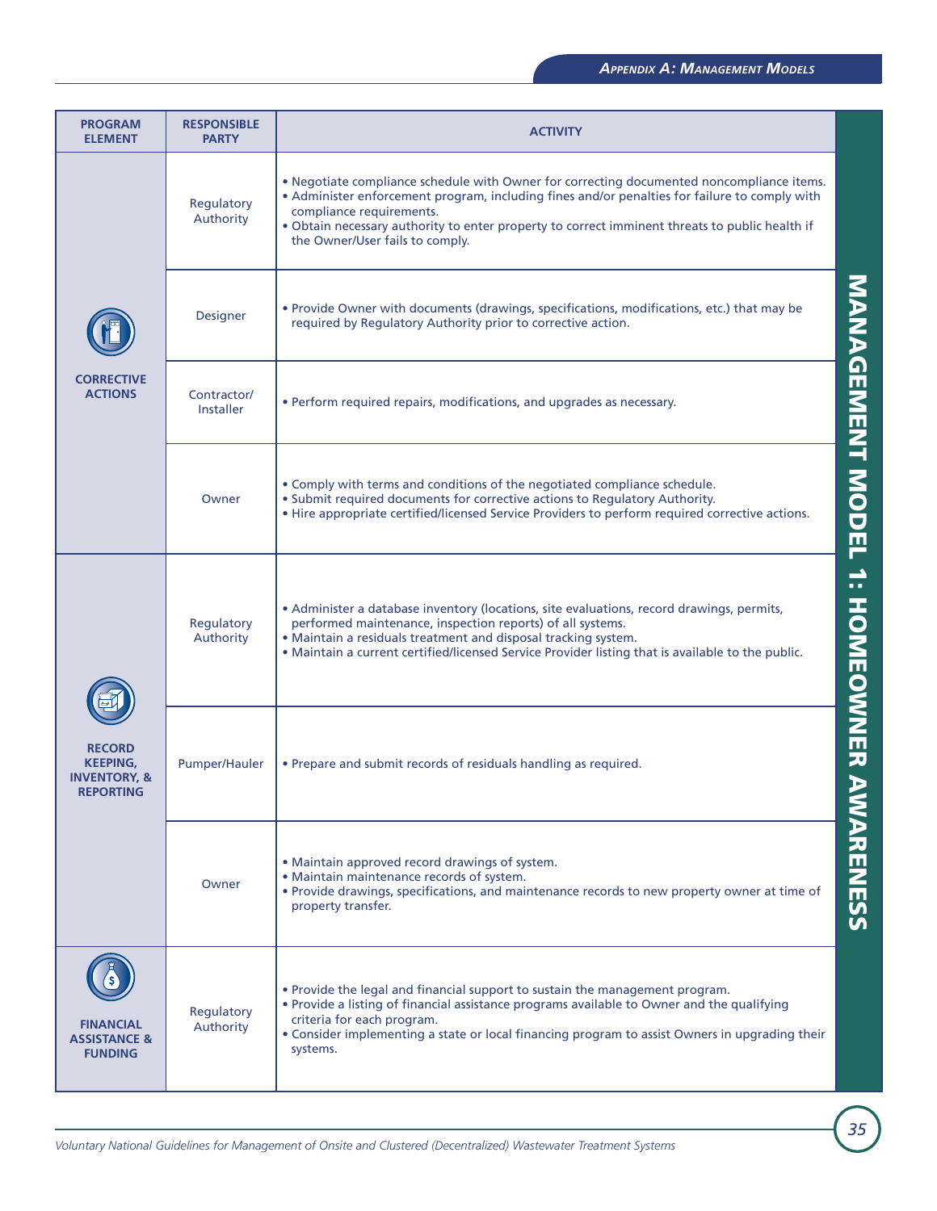| PROGRAM ELEMENT | RESPONSIBLE PARTY | ACTIVITY |
|---|---|---|
| CORRECTIVE ACTIONS | Regulatory Authority | • Negotiate compliance schedule with Owner for correcting documented noncompliance items.<br>• Administer enforcement program, including fines and/or penalties for failure to comply with compliance requirements.<br>• Obtain necessary authority to enter property to correct imminent threats to public health if the Owner/User fails to comply. |
| | Designer | • Provide Owner with documents (drawings, specifications, modifications, etc.) that may be required by Regulatory Authority prior to corrective action. |
| | Contractor/ Installer | • Perform required repairs, modifications, and upgrades as necessary. |
| | Owner | • Comply with terms and conditions of the negotiated compliance schedule.<br>• Submit required documents for corrective actions to Regulatory Authority.<br>• Hire appropriate certified/licensed Service Providers to perform required corrective actions. |
| RECORD KEEPING, INVENTORY, & REPORTING | Regulatory Authority | • Administer a database inventory (locations, site evaluations, record drawings, permits, performed maintenance, inspection reports) of all systems.<br>• Maintain a residuals treatment and disposal tracking system.<br>• Maintain a current certified/licensed Service Provider listing that is available to the public. |
| | Pumper/Hauler | • Prepare and submit records of residuals handling as required. |
| | Owner | • Maintain approved record drawings of system.<br>• Maintain maintenance records of system.<br>• Provide drawings, specifications, and maintenance records to new property owner at time of property transfer. |
| FINANCIAL ASSISTANCE & FUNDING | Regulatory Authority | • Provide the legal and financial support to sustain the management program.<br>• Provide a listing of financial assistance programs available to Owner and the qualifying criteria for each program.<br>• Consider implementing a state or local financing program to assist Owners in upgrading their systems. |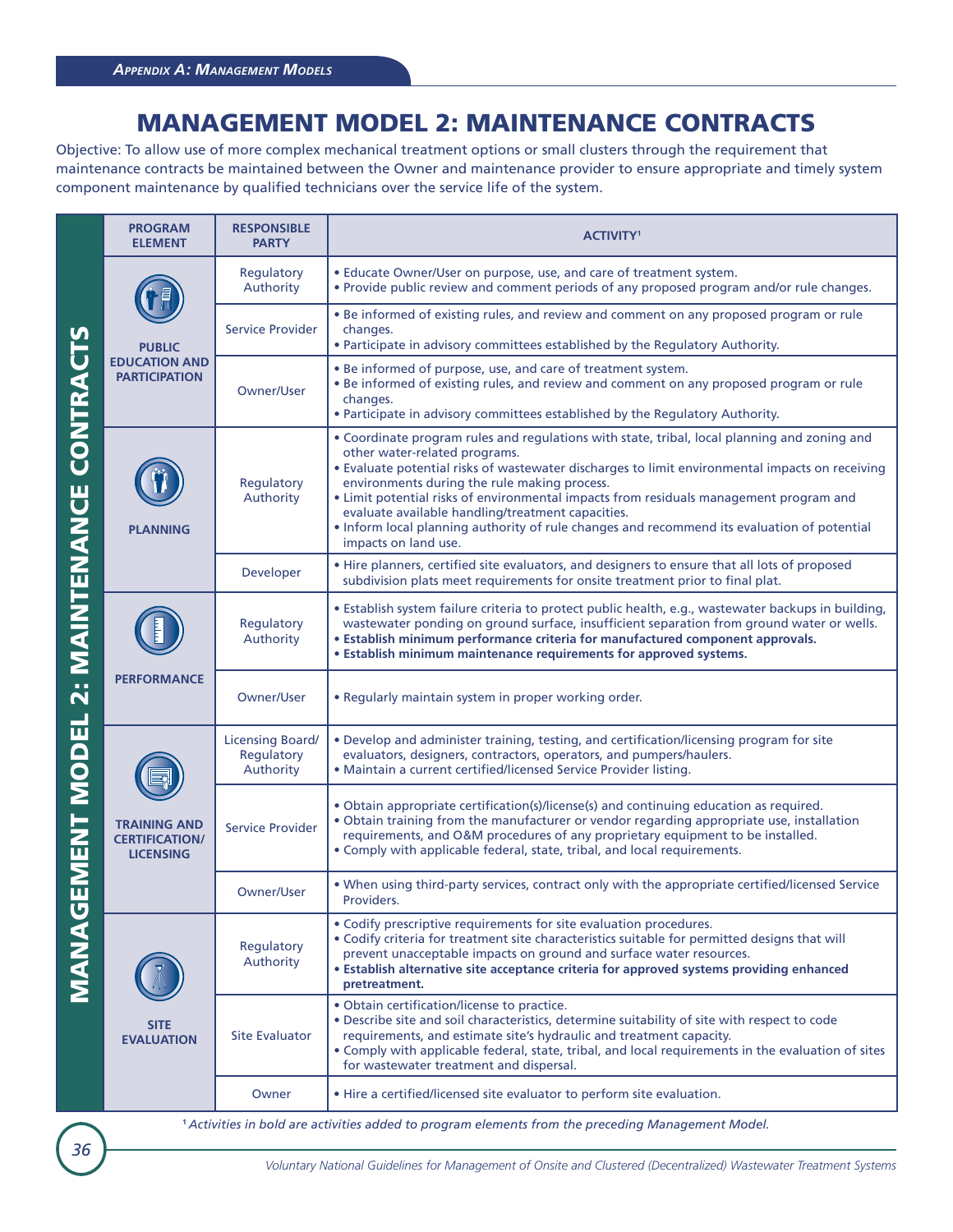# MANAGEMENT MODEL 2: MAINTENANCE CONTRACTS

Objective: To allow use of more complex mechanical treatment options or small clusters through the requirement that maintenance contracts be maintained between the Owner and maintenance provider to ensure appropriate and timely system component maintenance by qualified technicians over the service life of the system.

| PROGRAM ELEMENT | RESPONSIBLE PARTY | ACTIVITY[1] |
|---|---|---|
| PUBLIC EDUCATION AND PARTICIPATION | Regulatory Authority | • Educate Owner/User on purpose, use, and care of treatment system.<br>• Provide public review and comment periods of any proposed program and/or rule changes. |
| | Service Provider | • Be informed of existing rules, and review and comment on any proposed program or rule changes.<br>• Participate in advisory committees established by the Regulatory Authority. |
| | Owner/User | • Be informed of purpose, use, and care of treatment system.<br>• Be informed of existing rules, and review and comment on any proposed program or rule changes.<br>• Participate in advisory committees established by the Regulatory Authority. |
| PLANNING | Regulatory Authority | • Coordinate program rules and regulations with state, tribal, local planning and zoning and other water-related programs.<br>• Evaluate potential risks of wastewater discharges to limit environmental impacts on receiving environments during the rule making process.<br>• Limit potential risks of environmental impacts from residuals management program and evaluate available handling/treatment capacities.<br>• Inform local planning authority of rule changes and recommend its evaluation of potential impacts on land use. |
| | Developer | • Hire planners, certified site evaluators, and designers to ensure that all lots of proposed subdivision plats meet requirements for onsite treatment prior to final plat. |
| PERFORMANCE | Regulatory Authority | • Establish system failure criteria to protect public health, e.g., wastewater backups in building, wastewater ponding on ground surface, insufficient separation from ground water or wells.<br>• **Establish minimum performance criteria for manufactured component approvals.**<br>• **Establish minimum maintenance requirements for approved systems.** |
| | Owner/User | • Regularly maintain system in proper working order. |
| TRAINING AND CERTIFICATION/ LICENSING | Licensing Board/ Regulatory Authority | • Develop and administer training, testing, and certification/licensing program for site evaluators, designers, contractors, operators, and pumpers/haulers.<br>• Maintain a current certified/licensed Service Provider listing. |
| | Service Provider | • Obtain appropriate certification(s)/license(s) and continuing education as required.<br>• Obtain training from the manufacturer or vendor regarding appropriate use, installation requirements, and O&M procedures of any proprietary equipment to be installed.<br>• Comply with applicable federal, state, tribal, and local requirements. |
| | Owner/User | • When using third-party services, contract only with the appropriate certified/licensed Service Providers. |
| SITE EVALUATION | Regulatory Authority | • Codify prescriptive requirements for site evaluation procedures.<br>• Codify criteria for treatment site characteristics suitable for permitted designs that will prevent unacceptable impacts on ground and surface water resources.<br>• **Establish alternative site acceptance criteria for approved systems providing enhanced pretreatment.** |
| | Site Evaluator | • Obtain certification/license to practice.<br>• Describe site and soil characteristics, determine suitability of site with respect to code requirements, and estimate site's hydraulic and treatment capacity.<br>• Comply with applicable federal, state, tribal, and local requirements in the evaluation of sites for wastewater treatment and dispersal. |
| | Owner | • Hire a certified/licensed site evaluator to perform site evaluation. |

[1] *Activities in bold are activities added to program elements from the preceding Management Model.*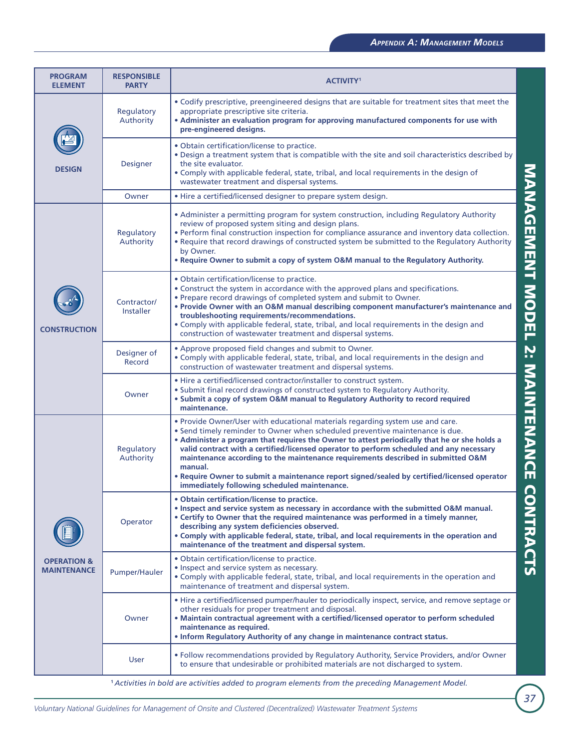| PROGRAM ELEMENT | RESPONSIBLE PARTY | ACTIVITY[1] |
|---|---|---|
| DESIGN | Regulatory Authority | • Codify prescriptive, preengineered designs that are suitable for treatment sites that meet the appropriate prescriptive site criteria.<br>• **Administer an evaluation program for approving manufactured components for use with pre-engineered designs.** |
| | Designer | • Obtain certification/license to practice.<br>• Design a treatment system that is compatible with the site and soil characteristics described by the site evaluator.<br>• Comply with applicable federal, state, tribal, and local requirements in the design of wastewater treatment and dispersal systems. |
| | Owner | • Hire a certified/licensed designer to prepare system design. |
| CONSTRUCTION | Regulatory Authority | • Administer a permitting program for system construction, including Regulatory Authority review of proposed system siting and design plans.<br>• Perform final construction inspection for compliance assurance and inventory data collection.<br>• Require that record drawings of constructed system be submitted to the Regulatory Authority by Owner.<br>• **Require Owner to submit a copy of system O&M manual to the Regulatory Authority.** |
| | Contractor/ Installer | • Obtain certification/license to practice.<br>• Construct the system in accordance with the approved plans and specifications.<br>• Prepare record drawings of completed system and submit to Owner.<br>• **Provide Owner with an O&M manual describing component manufacturer's maintenance and troubleshooting requirements/recommendations.**<br>• Comply with applicable federal, state, tribal, and local requirements in the design and construction of wastewater treatment and dispersal systems. |
| | Designer of Record | • Approve proposed field changes and submit to Owner.<br>• Comply with applicable federal, state, tribal, and local requirements in the design and construction of wastewater treatment and dispersal systems. |
| | Owner | • Hire a certified/licensed contractor/installer to construct system.<br>• Submit final record drawings of constructed system to Regulatory Authority.<br>• **Submit a copy of system O&M manual to Regulatory Authority to record required maintenance.** |
| OPERATION & MAINTENANCE | Regulatory Authority | • Provide Owner/User with educational materials regarding system use and care.<br>• Send timely reminder to Owner when scheduled preventive maintenance is due.<br>• **Administer a program that requires the Owner to attest periodically that he or she holds a valid contract with a certified/licensed operator to perform scheduled and any necessary maintenance according to the maintenance requirements described in submitted O&M manual.**<br>• **Require Owner to submit a maintenance report signed/sealed by certified/licensed operator immediately following scheduled maintenance.** |
| | Operator | • **Obtain certification/license to practice.**<br>• **Inspect and service system as necessary in accordance with the submitted O&M manual.**<br>• **Certify to Owner that the required maintenance was performed in a timely manner, describing any system deficiencies observed.**<br>• **Comply with applicable federal, state, tribal, and local requirements in the operation and maintenance of the treatment and dispersal system.** |
| | Pumper/Hauler | • Obtain certification/license to practice.<br>• Inspect and service system as necessary.<br>• Comply with applicable federal, state, tribal, and local requirements in the operation and maintenance of treatment and dispersal system. |
| | Owner | • Hire a certified/licensed pumper/hauler to periodically inspect, service, and remove septage or other residuals for proper treatment and disposal.<br>• **Maintain contractual agreement with a certified/licensed operator to perform scheduled maintenance as required.**<br>• **Inform Regulatory Authority of any change in maintenance contract status.** |
| | User | • Follow recommendations provided by Regulatory Authority, Service Providers, and/or Owner to ensure that undesirable or prohibited materials are not discharged to system. |

[1] *Activities in bold are activities added to program elements from the preceding Management Model.*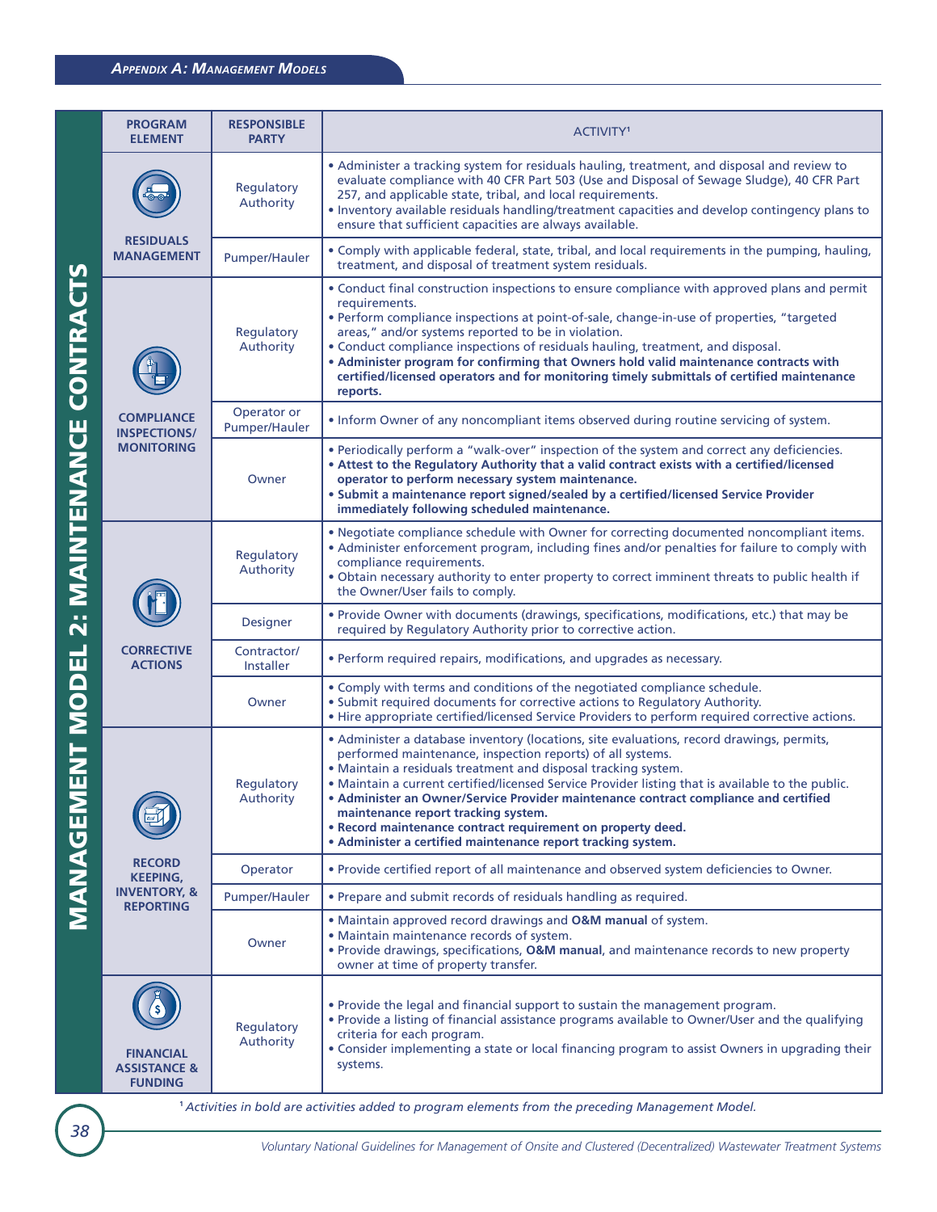## MANAGEMENT MODEL 2: MAINTENANCE CONTRACTS

| PROGRAM ELEMENT | RESPONSIBLE PARTY | ACTIVITY[1] |
|---|---|---|
| RESIDUALS MANAGEMENT | Regulatory Authority | • Administer a tracking system for residuals hauling, treatment, and disposal and review to evaluate compliance with 40 CFR Part 503 (Use and Disposal of Sewage Sludge), 40 CFR Part 257, and applicable state, tribal, and local requirements.<br>• Inventory available residuals handling/treatment capacities and develop contingency plans to ensure that sufficient capacities are always available. |
| | Pumper/Hauler | • Comply with applicable federal, state, tribal, and local requirements in the pumping, hauling, treatment, and disposal of treatment system residuals. |
| COMPLIANCE INSPECTIONS/ MONITORING | Regulatory Authority | • Conduct final construction inspections to ensure compliance with approved plans and permit requirements.<br>• Perform compliance inspections at point-of-sale, change-in-use of properties, "targeted areas," and/or systems reported to be in violation.<br>• Conduct compliance inspections of residuals hauling, treatment, and disposal.<br>• **Administer program for confirming that Owners hold valid maintenance contracts with certified/licensed operators and for monitoring timely submittals of certified maintenance reports.** |
| | Operator or Pumper/Hauler | • Inform Owner of any noncompliant items observed during routine servicing of system. |
| | Owner | • Periodically perform a "walk-over" inspection of the system and correct any deficiencies.<br>• **Attest to the Regulatory Authority that a valid contract exists with a certified/licensed operator to perform necessary system maintenance.**<br>• **Submit a maintenance report signed/sealed by a certified/licensed Service Provider immediately following scheduled maintenance.** |
| CORRECTIVE ACTIONS | Regulatory Authority | • Negotiate compliance schedule with Owner for correcting documented noncompliant items.<br>• Administer enforcement program, including fines and/or penalties for failure to comply with compliance requirements.<br>• Obtain necessary authority to enter property to correct imminent threats to public health if the Owner/User fails to comply. |
| | Designer | • Provide Owner with documents (drawings, specifications, modifications, etc.) that may be required by Regulatory Authority prior to corrective action. |
| | Contractor/ Installer | • Perform required repairs, modifications, and upgrades as necessary. |
| | Owner | • Comply with terms and conditions of the negotiated compliance schedule.<br>• Submit required documents for corrective actions to Regulatory Authority.<br>• Hire appropriate certified/licensed Service Providers to perform required corrective actions. |
| RECORD KEEPING, INVENTORY, & REPORTING | Regulatory Authority | • Administer a database inventory (locations, site evaluations, record drawings, permits, performed maintenance, inspection reports) of all systems.<br>• Maintain a residuals treatment and disposal tracking system.<br>• Maintain a current certified/licensed Service Provider listing that is available to the public.<br>• **Administer an Owner/Service Provider maintenance contract compliance and certified maintenance report tracking system.**<br>• **Record maintenance contract requirement on property deed.**<br>• **Administer a certified maintenance report tracking system.** |
| | Operator | • Provide certified report of all maintenance and observed system deficiencies to Owner. |
| | Pumper/Hauler | • Prepare and submit records of residuals handling as required. |
| | Owner | • Maintain approved record drawings and **O&M manual** of system.<br>• Maintain maintenance records of system.<br>• Provide drawings, specifications, **O&M manual**, and maintenance records to new property owner at time of property transfer. |
| FINANCIAL ASSISTANCE & FUNDING | Regulatory Authority | • Provide the legal and financial support to sustain the management program.<br>• Provide a listing of financial assistance programs available to Owner/User and the qualifying criteria for each program.<br>• Consider implementing a state or local financing program to assist Owners in upgrading their systems. |

[1] *Activities in bold are activities added to program elements from the preceding Management Model.*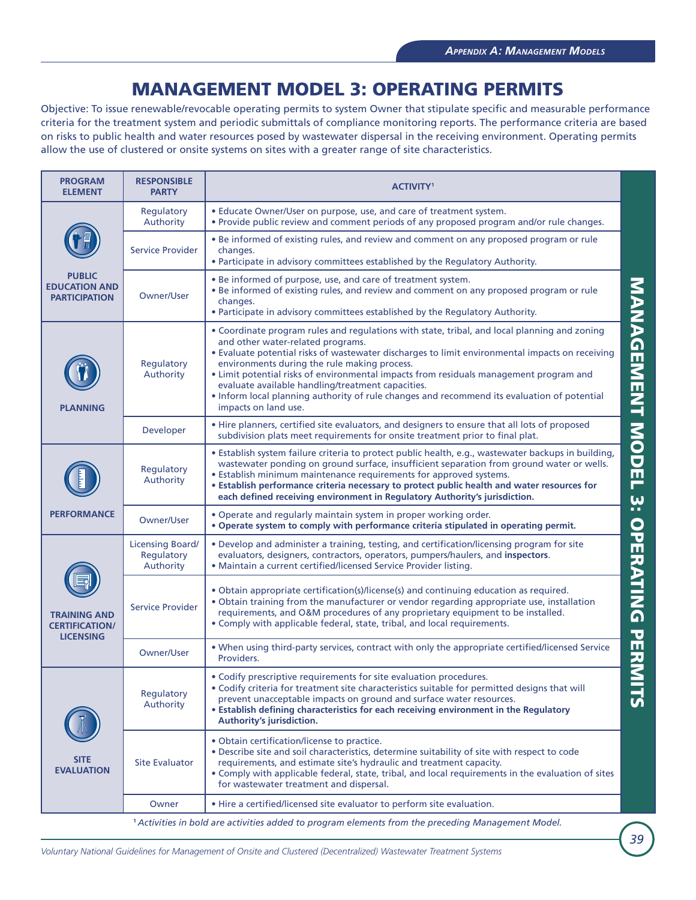# MANAGEMENT MODEL 3: OPERATING PERMITS

Objective: To issue renewable/revocable operating permits to system Owner that stipulate specific and measurable performance criteria for the treatment system and periodic submittals of compliance monitoring reports. The performance criteria are based on risks to public health and water resources posed by wastewater dispersal in the receiving environment. Operating permits allow the use of clustered or onsite systems on sites with a greater range of site characteristics.

| PROGRAM ELEMENT | RESPONSIBLE PARTY | ACTIVITY[1] |
|---|---|---|
| PUBLIC EDUCATION AND PARTICIPATION | Regulatory Authority | • Educate Owner/User on purpose, use, and care of treatment system.<br>• Provide public review and comment periods of any proposed program and/or rule changes. |
| | Service Provider | • Be informed of existing rules, and review and comment on any proposed program or rule changes.<br>• Participate in advisory committees established by the Regulatory Authority. |
| | Owner/User | • Be informed of purpose, use, and care of treatment system.<br>• Be informed of existing rules, and review and comment on any proposed program or rule changes.<br>• Participate in advisory committees established by the Regulatory Authority. |
| PLANNING | Regulatory Authority | • Coordinate program rules and regulations with state, tribal, and local planning and zoning and other water-related programs.<br>• Evaluate potential risks of wastewater discharges to limit environmental impacts on receiving environments during the rule making process.<br>• Limit potential risks of environmental impacts from residuals management program and evaluate available handling/treatment capacities.<br>• Inform local planning authority of rule changes and recommend its evaluation of potential impacts on land use. |
| | Developer | • Hire planners, certified site evaluators, and designers to ensure that all lots of proposed subdivision plats meet requirements for onsite treatment prior to final plat. |
| PERFORMANCE | Regulatory Authority | • Establish system failure criteria to protect public health, e.g., wastewater backups in building, wastewater ponding on ground surface, insufficient separation from ground water or wells.<br>• Establish minimum maintenance requirements for approved systems.<br>**• Establish performance criteria necessary to protect public health and water resources for each defined receiving environment in Regulatory Authority's jurisdiction.** |
| | Owner/User | • Operate and regularly maintain system in proper working order.<br>**• Operate system to comply with performance criteria stipulated in operating permit.** |
| TRAINING AND CERTIFICATION/ LICENSING | Licensing Board/ Regulatory Authority | • Develop and administer a training, testing, and certification/licensing program for site evaluators, designers, contractors, operators, pumpers/haulers, and **inspectors**.<br>• Maintain a current certified/licensed Service Provider listing. |
| | Service Provider | • Obtain appropriate certification(s)/license(s) and continuing education as required.<br>• Obtain training from the manufacturer or vendor regarding appropriate use, installation requirements, and O&M procedures of any proprietary equipment to be installed.<br>• Comply with applicable federal, state, tribal, and local requirements. |
| | Owner/User | • When using third-party services, contract with only the appropriate certified/licensed Service Providers. |
| SITE EVALUATION | Regulatory Authority | • Codify prescriptive requirements for site evaluation procedures.<br>• Codify criteria for treatment site characteristics suitable for permitted designs that will prevent unacceptable impacts on ground and surface water resources.<br>**• Establish defining characteristics for each receiving environment in the Regulatory Authority's jurisdiction.** |
| | Site Evaluator | • Obtain certification/license to practice.<br>• Describe site and soil characteristics, determine suitability of site with respect to code requirements, and estimate site's hydraulic and treatment capacity.<br>• Comply with applicable federal, state, tribal, and local requirements in the evaluation of sites for wastewater treatment and dispersal. |
| | Owner | • Hire a certified/licensed site evaluator to perform site evaluation. |

[1] *Activities in bold are activities added to program elements from the preceding Management Model.*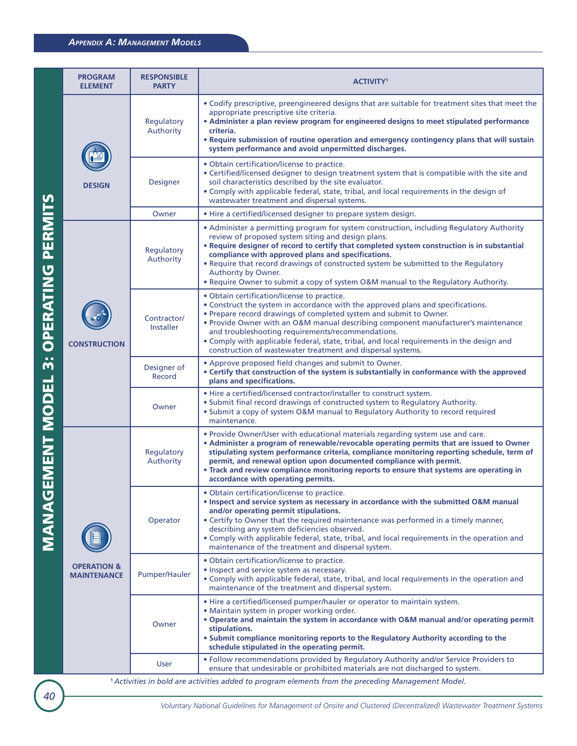## MANAGEMENT MODEL 3: OPERATING PERMITS

| PROGRAM ELEMENT | RESPONSIBLE PARTY | ACTIVITY[1] |
|---|---|---|
| DESIGN | Regulatory Authority | • Codify prescriptive, preengineered designs that are suitable for treatment sites that meet the appropriate prescriptive site criteria.<br>• **Administer a plan review program for engineered designs to meet stipulated performance criteria.**<br>• **Require submission of routine operation and emergency contingency plans that will sustain system performance and avoid unpermitted discharges.** |
| | Designer | • Obtain certification/license to practice.<br>• Certified/licensed designer to design treatment system that is compatible with the site and soil characteristics described by the site evaluator.<br>• Comply with applicable federal, state, tribal, and local requirements in the design of wastewater treatment and dispersal systems. |
| | Owner | • Hire a certified/licensed designer to prepare system design. |
| CONSTRUCTION | Regulatory Authority | • Administer a permitting program for system construction, including Regulatory Authority review of proposed system siting and design plans.<br>• **Require designer of record to certify that completed system construction is in substantial compliance with approved plans and specifications.**<br>• Require that record drawings of constructed system be submitted to the Regulatory Authority by Owner.<br>• Require Owner to submit a copy of system O&M manual to the Regulatory Authority. |
| | Contractor/ Installer | • Obtain certification/license to practice.<br>• Construct the system in accordance with the approved plans and specifications.<br>• Prepare record drawings of completed system and submit to Owner.<br>• Provide Owner with an O&M manual describing component manufacturer's maintenance and troubleshooting requirements/recommendations.<br>• Comply with applicable federal, state, tribal, and local requirements in the design and construction of wastewater treatment and dispersal systems. |
| | Designer of Record | • Approve proposed field changes and submit to Owner.<br>• **Certify that construction of the system is substantially in conformance with the approved plans and specifications.** |
| | Owner | • Hire a certified/licensed contractor/installer to construct system.<br>• Submit final record drawings of constructed system to Regulatory Authority.<br>• Submit a copy of system O&M manual to Regulatory Authority to record required maintenance. |
| OPERATION & MAINTENANCE | Regulatory Authority | • Provide Owner/User with educational materials regarding system use and care.<br>• **Administer a program of renewable/revocable operating permits that are issued to Owner stipulating system performance criteria, compliance monitoring reporting schedule, term of permit, and renewal option upon documented compliance with permit.**<br>• **Track and review compliance monitoring reports to ensure that systems are operating in accordance with operating permits.** |
| | Operator | • Obtain certification/license to practice.<br>• **Inspect and service system as necessary in accordance with the submitted O&M manual and/or operating permit stipulations.**<br>• Certify to Owner that the required maintenance was performed in a timely manner, describing any system deficiencies observed.<br>• Comply with applicable federal, state, tribal, and local requirements in the operation and maintenance of the treatment and dispersal system. |
| | Pumper/Hauler | • Obtain certification/license to practice.<br>• Inspect and service system as necessary.<br>• Comply with applicable federal, state, tribal, and local requirements in the operation and maintenance of the treatment and dispersal system. |
| | Owner | • Hire a certified/licensed pumper/hauler or operator to maintain system.<br>• Maintain system in proper working order.<br>• **Operate and maintain the system in accordance with O&M manual and/or operating permit stipulations.**<br>• **Submit compliance monitoring reports to the Regulatory Authority according to the schedule stipulated in the operating permit.** |
| | User | • Follow recommendations provided by Regulatory Authority and/or Service Providers to ensure that undesirable or prohibited materials are not discharged to system. |

[1] *Activities in bold are activities added to program elements from the preceding Management Model.*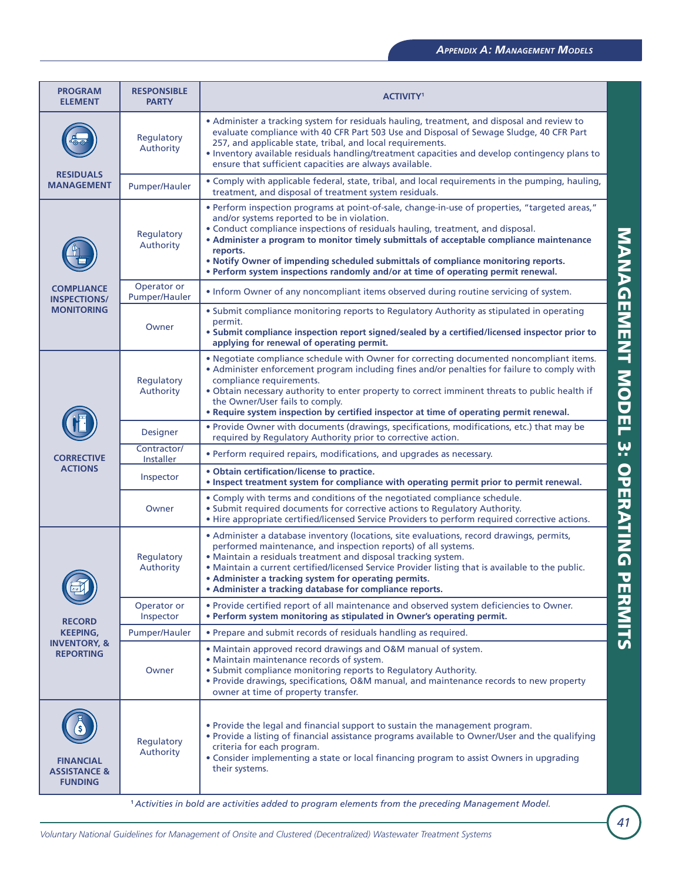| PROGRAM ELEMENT | RESPONSIBLE PARTY | ACTIVITY[1] |
|---|---|---|
| RESIDUALS MANAGEMENT | Regulatory Authority | • Administer a tracking system for residuals hauling, treatment, and disposal and review to evaluate compliance with 40 CFR Part 503 Use and Disposal of Sewage Sludge, 40 CFR Part 257, and applicable state, tribal, and local requirements.<br>• Inventory available residuals handling/treatment capacities and develop contingency plans to ensure that sufficient capacities are always available. |
| | Pumper/Hauler | • Comply with applicable federal, state, tribal, and local requirements in the pumping, hauling, treatment, and disposal of treatment system residuals. |
| COMPLIANCE INSPECTIONS/ MONITORING | Regulatory Authority | • Perform inspection programs at point-of-sale, change-in-use of properties, "targeted areas," and/or systems reported to be in violation.<br>• Conduct compliance inspections of residuals hauling, treatment, and disposal.<br>**• Administer a program to monitor timely submittals of acceptable compliance maintenance reports.**<br>**• Notify Owner of impending scheduled submittals of compliance monitoring reports.**<br>**• Perform system inspections randomly and/or at time of operating permit renewal.** |
| | Operator or Pumper/Hauler | • Inform Owner of any noncompliant items observed during routine servicing of system. |
| | Owner | • Submit compliance monitoring reports to Regulatory Authority as stipulated in operating permit.<br>**• Submit compliance inspection report signed/sealed by a certified/licensed inspector prior to applying for renewal of operating permit.** |
| CORRECTIVE ACTIONS | Regulatory Authority | • Negotiate compliance schedule with Owner for correcting documented noncompliant items.<br>• Administer enforcement program including fines and/or penalties for failure to comply with compliance requirements.<br>• Obtain necessary authority to enter property to correct imminent threats to public health if the Owner/User fails to comply.<br>**• Require system inspection by certified inspector at time of operating permit renewal.** |
| | Designer | • Provide Owner with documents (drawings, specifications, modifications, etc.) that may be required by Regulatory Authority prior to corrective action. |
| | Contractor/ Installer | • Perform required repairs, modifications, and upgrades as necessary. |
| | Inspector | **• Obtain certification/license to practice.**<br>**• Inspect treatment system for compliance with operating permit prior to permit renewal.** |
| | Owner | • Comply with terms and conditions of the negotiated compliance schedule.<br>• Submit required documents for corrective actions to Regulatory Authority.<br>• Hire appropriate certified/licensed Service Providers to perform required corrective actions. |
| RECORD KEEPING, INVENTORY, & REPORTING | Regulatory Authority | • Administer a database inventory (locations, site evaluations, record drawings, permits, performed maintenance, and inspection reports) of all systems.<br>• Maintain a residuals treatment and disposal tracking system.<br>• Maintain a current certified/licensed Service Provider listing that is available to the public.<br>**• Administer a tracking system for operating permits.**<br>**• Administer a tracking database for compliance reports.** |
| | Operator or Inspector | • Provide certified report of all maintenance and observed system deficiencies to Owner.<br>**• Perform system monitoring as stipulated in Owner's operating permit.** |
| | Pumper/Hauler | • Prepare and submit records of residuals handling as required. |
| | Owner | • Maintain approved record drawings and O&M manual of system.<br>• Maintain maintenance records of system.<br>• Submit compliance monitoring reports to Regulatory Authority.<br>• Provide drawings, specifications, O&M manual, and maintenance records to new property owner at time of property transfer. |
| FINANCIAL ASSISTANCE & FUNDING | Regulatory Authority | • Provide the legal and financial support to sustain the management program.<br>• Provide a listing of financial assistance programs available to Owner/User and the qualifying criteria for each program.<br>• Consider implementing a state or local financing program to assist Owners in upgrading their systems. |

[1] *Activities in bold are activities added to program elements from the preceding Management Model.*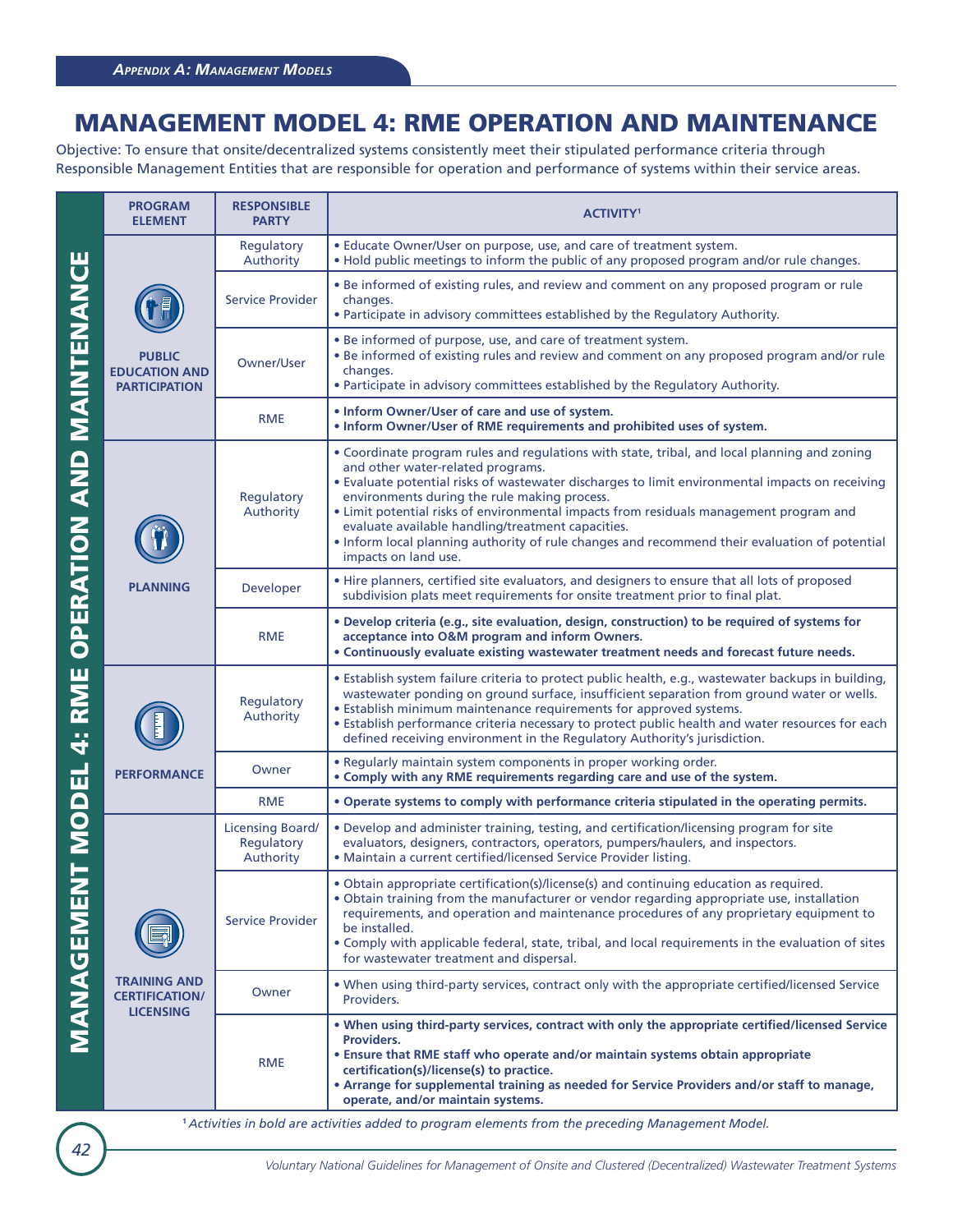# MANAGEMENT MODEL 4: RME OPERATION AND MAINTENANCE

Objective: To ensure that onsite/decentralized systems consistently meet their stipulated performance criteria through Responsible Management Entities that are responsible for operation and performance of systems within their service areas.

| PROGRAM ELEMENT | RESPONSIBLE PARTY | ACTIVITY[1] |
|---|---|---|
| PUBLIC EDUCATION AND PARTICIPATION | Regulatory Authority | • Educate Owner/User on purpose, use, and care of treatment system.<br>• Hold public meetings to inform the public of any proposed program and/or rule changes. |
| | Service Provider | • Be informed of existing rules, and review and comment on any proposed program or rule changes.<br>• Participate in advisory committees established by the Regulatory Authority. |
| | Owner/User | • Be informed of purpose, use, and care of treatment system.<br>• Be informed of existing rules and review and comment on any proposed program and/or rule changes.<br>• Participate in advisory committees established by the Regulatory Authority. |
| | RME | **• Inform Owner/User of care and use of system.**<br>**• Inform Owner/User of RME requirements and prohibited uses of system.** |
| PLANNING | Regulatory Authority | • Coordinate program rules and regulations with state, tribal, and local planning and zoning and other water-related programs.<br>• Evaluate potential risks of wastewater discharges to limit environmental impacts on receiving environments during the rule making process.<br>• Limit potential risks of environmental impacts from residuals management program and evaluate available handling/treatment capacities.<br>• Inform local planning authority of rule changes and recommend their evaluation of potential impacts on land use. |
| | Developer | • Hire planners, certified site evaluators, and designers to ensure that all lots of proposed subdivision plats meet requirements for onsite treatment prior to final plat. |
| | RME | **• Develop criteria (e.g., site evaluation, design, construction) to be required of systems for acceptance into O&M program and inform Owners.**<br>**• Continuously evaluate existing wastewater treatment needs and forecast future needs.** |
| PERFORMANCE | Regulatory Authority | • Establish system failure criteria to protect public health, e.g., wastewater backups in building, wastewater ponding on ground surface, insufficient separation from ground water or wells.<br>• Establish minimum maintenance requirements for approved systems.<br>• Establish performance criteria necessary to protect public health and water resources for each defined receiving environment in the Regulatory Authority's jurisdiction. |
| | Owner | • Regularly maintain system components in proper working order.<br>**• Comply with any RME requirements regarding care and use of the system.** |
| | RME | **• Operate systems to comply with performance criteria stipulated in the operating permits.** |
| TRAINING AND CERTIFICATION/ LICENSING | Licensing Board/ Regulatory Authority | • Develop and administer training, testing, and certification/licensing program for site evaluators, designers, contractors, operators, pumpers/haulers, and inspectors.<br>• Maintain a current certified/licensed Service Provider listing. |
| | Service Provider | • Obtain appropriate certification(s)/license(s) and continuing education as required.<br>• Obtain training from the manufacturer or vendor regarding appropriate use, installation requirements, and operation and maintenance procedures of any proprietary equipment to be installed.<br>• Comply with applicable federal, state, tribal, and local requirements in the evaluation of sites for wastewater treatment and dispersal. |
| | Owner | • When using third-party services, contract only with the appropriate certified/licensed Service Providers. |
| | RME | **• When using third-party services, contract with only the appropriate certified/licensed Service Providers.**<br>**• Ensure that RME staff who operate and/or maintain systems obtain appropriate certification(s)/license(s) to practice.**<br>**• Arrange for supplemental training as needed for Service Providers and/or staff to manage, operate, and/or maintain systems.** |

[1] *Activities in bold are activities added to program elements from the preceding Management Model.*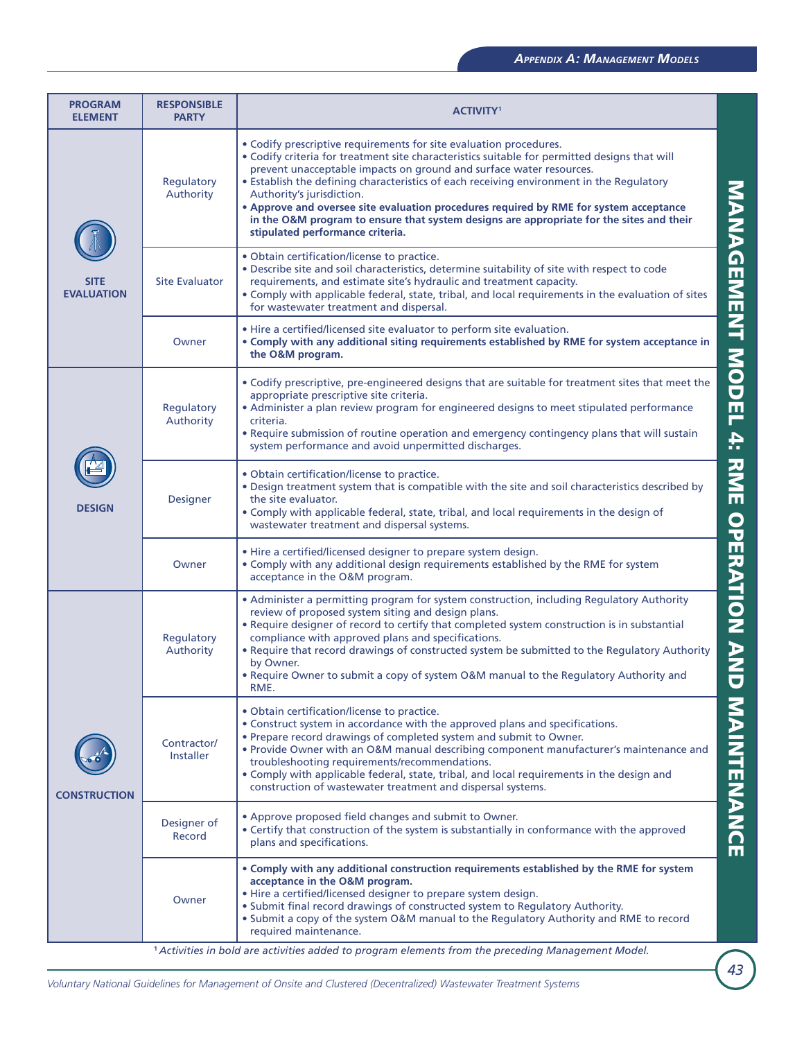## MANAGEMENT MODEL 4: RME OPERATION AND MAINTENANCE

| PROGRAM ELEMENT | RESPONSIBLE PARTY | ACTIVITY[1] |
|---|---|---|
| SITE EVALUATION | Regulatory Authority | • Codify prescriptive requirements for site evaluation procedures.<br>• Codify criteria for treatment site characteristics suitable for permitted designs that will prevent unacceptable impacts on ground and surface water resources.<br>• Establish the defining characteristics of each receiving environment in the Regulatory Authority's jurisdiction.<br>• **Approve and oversee site evaluation procedures required by RME for system acceptance in the O&M program to ensure that system designs are appropriate for the sites and their stipulated performance criteria.** |
| | Site Evaluator | • Obtain certification/license to practice.<br>• Describe site and soil characteristics, determine suitability of site with respect to code requirements, and estimate site's hydraulic and treatment capacity.<br>• Comply with applicable federal, state, tribal, and local requirements in the evaluation of sites for wastewater treatment and dispersal. |
| | Owner | • Hire a certified/licensed site evaluator to perform site evaluation.<br>• **Comply with any additional siting requirements established by RME for system acceptance in the O&M program.** |
| DESIGN | Regulatory Authority | • Codify prescriptive, pre-engineered designs that are suitable for treatment sites that meet the appropriate prescriptive site criteria.<br>• Administer a plan review program for engineered designs to meet stipulated performance criteria.<br>• Require submission of routine operation and emergency contingency plans that will sustain system performance and avoid unpermitted discharges. |
| | Designer | • Obtain certification/license to practice.<br>• Design treatment system that is compatible with the site and soil characteristics described by the site evaluator.<br>• Comply with applicable federal, state, tribal, and local requirements in the design of wastewater treatment and dispersal systems. |
| | Owner | • Hire a certified/licensed designer to prepare system design.<br>• Comply with any additional design requirements established by the RME for system acceptance in the O&M program. |
| CONSTRUCTION | Regulatory Authority | • Administer a permitting program for system construction, including Regulatory Authority review of proposed system siting and design plans.<br>• Require designer of record to certify that completed system construction is in substantial compliance with approved plans and specifications.<br>• Require that record drawings of constructed system be submitted to the Regulatory Authority by Owner.<br>• Require Owner to submit a copy of system O&M manual to the Regulatory Authority and RME. |
| | Contractor/ Installer | • Obtain certification/license to practice.<br>• Construct system in accordance with the approved plans and specifications.<br>• Prepare record drawings of completed system and submit to Owner.<br>• Provide Owner with an O&M manual describing component manufacturer's maintenance and troubleshooting requirements/recommendations.<br>• Comply with applicable federal, state, tribal, and local requirements in the design and construction of wastewater treatment and dispersal systems. |
| | Designer of Record | • Approve proposed field changes and submit to Owner.<br>• Certify that construction of the system is substantially in conformance with the approved plans and specifications. |
| | Owner | • **Comply with any additional construction requirements established by the RME for system acceptance in the O&M program.**<br>• Hire a certified/licensed designer to prepare system design.<br>• Submit final record drawings of constructed system to Regulatory Authority.<br>• Submit a copy of the system O&M manual to the Regulatory Authority and RME to record required maintenance. |

[1] *Activities in bold are activities added to program elements from the preceding Management Model.*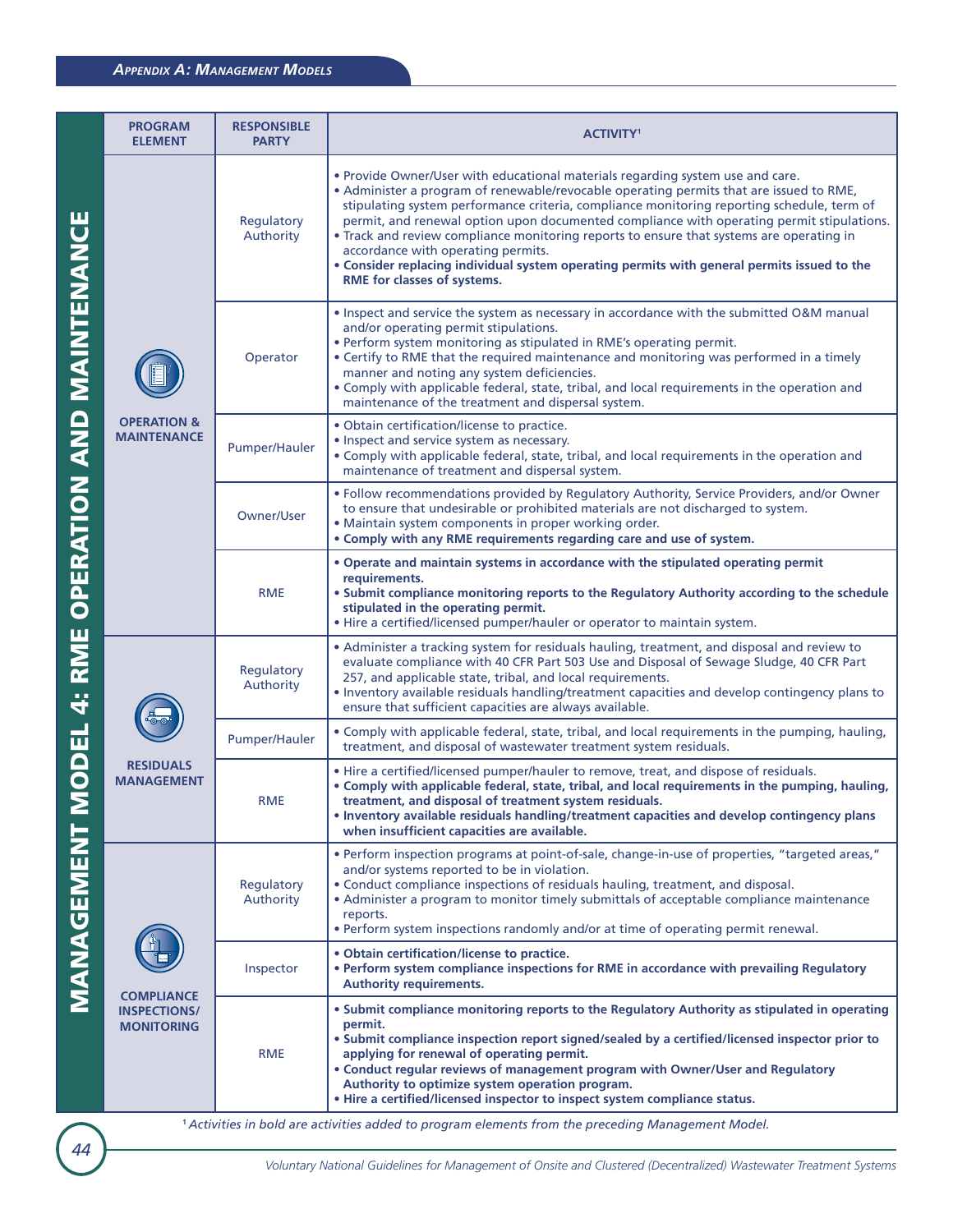## MANAGEMENT MODEL 4: RME OPERATION AND MAINTENANCE

| PROGRAM ELEMENT | RESPONSIBLE PARTY | ACTIVITY[1] |
|---|---|---|
| OPERATION & MAINTENANCE | Regulatory Authority | • Provide Owner/User with educational materials regarding system use and care.<br>• Administer a program of renewable/revocable operating permits that are issued to RME, stipulating system performance criteria, compliance monitoring reporting schedule, term of permit, and renewal option upon documented compliance with operating permit stipulations.<br>• Track and review compliance monitoring reports to ensure that systems are operating in accordance with operating permits.<br>**• Consider replacing individual system operating permits with general permits issued to the RME for classes of systems.** |
| | Operator | • Inspect and service the system as necessary in accordance with the submitted O&M manual and/or operating permit stipulations.<br>• Perform system monitoring as stipulated in RME's operating permit.<br>• Certify to RME that the required maintenance and monitoring was performed in a timely manner and noting any system deficiencies.<br>• Comply with applicable federal, state, tribal, and local requirements in the operation and maintenance of the treatment and dispersal system. |
| | Pumper/Hauler | • Obtain certification/license to practice.<br>• Inspect and service system as necessary.<br>• Comply with applicable federal, state, tribal, and local requirements in the operation and maintenance of treatment and dispersal system. |
| | Owner/User | • Follow recommendations provided by Regulatory Authority, Service Providers, and/or Owner to ensure that undesirable or prohibited materials are not discharged to system.<br>• Maintain system components in proper working order.<br>**• Comply with any RME requirements regarding care and use of system.** |
| | RME | **• Operate and maintain systems in accordance with the stipulated operating permit requirements.**<br>**• Submit compliance monitoring reports to the Regulatory Authority according to the schedule stipulated in the operating permit.**<br>• Hire a certified/licensed pumper/hauler or operator to maintain system. |
| RESIDUALS MANAGEMENT | Regulatory Authority | • Administer a tracking system for residuals hauling, treatment, and disposal and review to evaluate compliance with 40 CFR Part 503 Use and Disposal of Sewage Sludge, 40 CFR Part 257, and applicable state, tribal, and local requirements.<br>• Inventory available residuals handling/treatment capacities and develop contingency plans to ensure that sufficient capacities are always available. |
| | Pumper/Hauler | • Comply with applicable federal, state, tribal, and local requirements in the pumping, hauling, treatment, and disposal of wastewater treatment system residuals. |
| | RME | • Hire a certified/licensed pumper/hauler to remove, treat, and dispose of residuals.<br>**• Comply with applicable federal, state, tribal, and local requirements in the pumping, hauling, treatment, and disposal of treatment system residuals.**<br>**• Inventory available residuals handling/treatment capacities and develop contingency plans when insufficient capacities are available.** |
| COMPLIANCE INSPECTIONS/ MONITORING | Regulatory Authority | • Perform inspection programs at point-of-sale, change-in-use of properties, "targeted areas," and/or systems reported to be in violation.<br>• Conduct compliance inspections of residuals hauling, treatment, and disposal.<br>• Administer a program to monitor timely submittals of acceptable compliance maintenance reports.<br>• Perform system inspections randomly and/or at time of operating permit renewal. |
| | Inspector | **• Obtain certification/license to practice.**<br>**• Perform system compliance inspections for RME in accordance with prevailing Regulatory Authority requirements.** |
| | RME | **• Submit compliance monitoring reports to the Regulatory Authority as stipulated in operating permit.**<br>**• Submit compliance inspection report signed/sealed by a certified/licensed inspector prior to applying for renewal of operating permit.**<br>**• Conduct regular reviews of management program with Owner/User and Regulatory Authority to optimize system operation program.**<br>**• Hire a certified/licensed inspector to inspect system compliance status.** |

[1] *Activities in bold are activities added to program elements from the preceding Management Model.*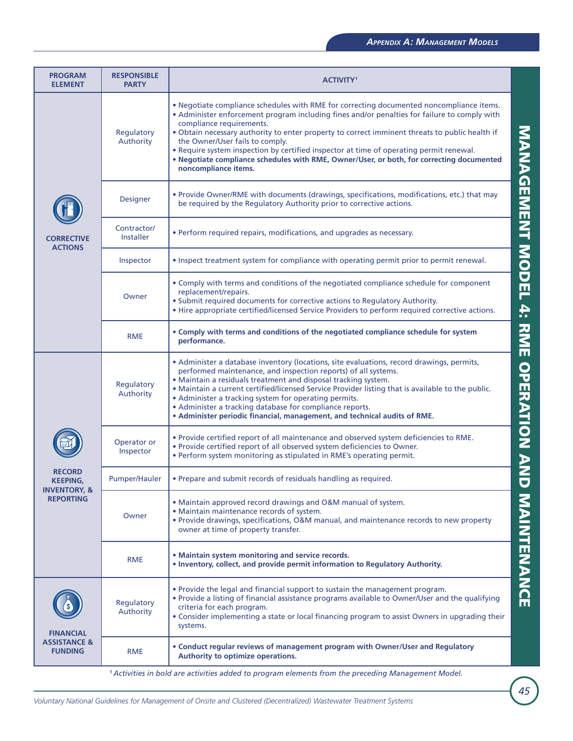## MANAGEMENT MODEL 4: RME OPERATION AND MAINTENANCE

| PROGRAM ELEMENT | RESPONSIBLE PARTY | ACTIVITY[1] |
|---|---|---|
| CORRECTIVE ACTIONS | Regulatory Authority | • Negotiate compliance schedules with RME for correcting documented noncompliance items.<br>• Administer enforcement program including fines and/or penalties for failure to comply with compliance requirements.<br>• Obtain necessary authority to enter property to correct imminent threats to public health if the Owner/User fails to comply.<br>• Require system inspection by certified inspector at time of operating permit renewal.<br>**• Negotiate compliance schedules with RME, Owner/User, or both, for correcting documented noncompliance items.** |
| | Designer | • Provide Owner/RME with documents (drawings, specifications, modifications, etc.) that may be required by the Regulatory Authority prior to corrective actions. |
| | Contractor/ Installer | • Perform required repairs, modifications, and upgrades as necessary. |
| | Inspector | • Inspect treatment system for compliance with operating permit prior to permit renewal. |
| | Owner | • Comply with terms and conditions of the negotiated compliance schedule for component replacement/repairs.<br>• Submit required documents for corrective actions to Regulatory Authority.<br>• Hire appropriate certified/licensed Service Providers to perform required corrective actions. |
| | RME | **• Comply with terms and conditions of the negotiated compliance schedule for system performance.** |
| RECORD KEEPING, INVENTORY, & REPORTING | Regulatory Authority | • Administer a database inventory (locations, site evaluations, record drawings, permits, performed maintenance, and inspection reports) of all systems.<br>• Maintain a residuals treatment and disposal tracking system.<br>• Maintain a current certified/licensed Service Provider listing that is available to the public.<br>• Administer a tracking system for operating permits.<br>• Administer a tracking database for compliance reports.<br>**• Administer periodic financial, management, and technical audits of RME.** |
| | Operator or Inspector | • Provide certified report of all maintenance and observed system deficiencies to RME.<br>• Provide certified report of all observed system deficiencies to Owner.<br>• Perform system monitoring as stipulated in RME's operating permit. |
| | Pumper/Hauler | • Prepare and submit records of residuals handling as required. |
| | Owner | • Maintain approved record drawings and O&M manual of system.<br>• Maintain maintenance records of system.<br>• Provide drawings, specifications, O&M manual, and maintenance records to new property owner at time of property transfer. |
| | RME | **• Maintain system monitoring and service records.**<br>**• Inventory, collect, and provide permit information to Regulatory Authority.** |
| FINANCIAL ASSISTANCE & FUNDING | Regulatory Authority | • Provide the legal and financial support to sustain the management program.<br>• Provide a listing of financial assistance programs available to Owner/User and the qualifying criteria for each program.<br>• Consider implementing a state or local financing program to assist Owners in upgrading their systems. |
| | RME | **• Conduct regular reviews of management program with Owner/User and Regulatory Authority to optimize operations.** |

[1] *Activities in bold are activities added to program elements from the preceding Management Model.*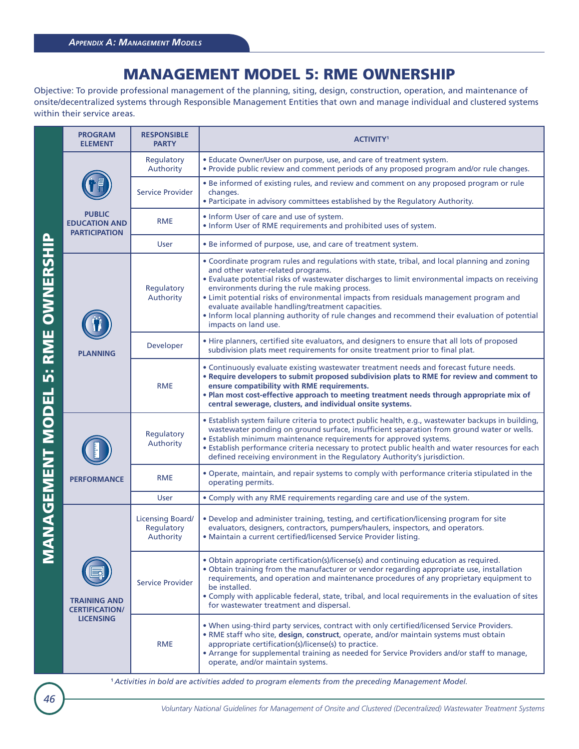# MANAGEMENT MODEL 5: RME OWNERSHIP

Objective: To provide professional management of the planning, siting, design, construction, operation, and maintenance of onsite/decentralized systems through Responsible Management Entities that own and manage individual and clustered systems within their service areas.

| PROGRAM ELEMENT | RESPONSIBLE PARTY | ACTIVITY[1] |
|---|---|---|
| PUBLIC EDUCATION AND PARTICIPATION | Regulatory Authority | • Educate Owner/User on purpose, use, and care of treatment system.<br>• Provide public review and comment periods of any proposed program and/or rule changes. |
| | Service Provider | • Be informed of existing rules, and review and comment on any proposed program or rule changes.<br>• Participate in advisory committees established by the Regulatory Authority. |
| | RME | • Inform User of care and use of system.<br>• Inform User of RME requirements and prohibited uses of system. |
| | User | • Be informed of purpose, use, and care of treatment system. |
| PLANNING | Regulatory Authority | • Coordinate program rules and regulations with state, tribal, and local planning and zoning and other water-related programs.<br>• Evaluate potential risks of wastewater discharges to limit environmental impacts on receiving environments during the rule making process.<br>• Limit potential risks of environmental impacts from residuals management program and evaluate available handling/treatment capacities.<br>• Inform local planning authority of rule changes and recommend their evaluation of potential impacts on land use. |
| | Developer | • Hire planners, certified site evaluators, and designers to ensure that all lots of proposed subdivision plats meet requirements for onsite treatment prior to final plat. |
| | RME | • Continuously evaluate existing wastewater treatment needs and forecast future needs.<br>• **Require developers to submit proposed subdivision plats to RME for review and comment to ensure compatibility with RME requirements.**<br>• **Plan most cost-effective approach to meeting treatment needs through appropriate mix of central sewerage, clusters, and individual onsite systems.** |
| PERFORMANCE | Regulatory Authority | • Establish system failure criteria to protect public health, e.g., wastewater backups in building, wastewater ponding on ground surface, insufficient separation from ground water or wells.<br>• Establish minimum maintenance requirements for approved systems.<br>• Establish performance criteria necessary to protect public health and water resources for each defined receiving environment in the Regulatory Authority's jurisdiction. |
| | RME | • Operate, maintain, and repair systems to comply with performance criteria stipulated in the operating permits. |
| | User | • Comply with any RME requirements regarding care and use of the system. |
| TRAINING AND CERTIFICATION/ LICENSING | Licensing Board/ Regulatory Authority | • Develop and administer training, testing, and certification/licensing program for site evaluators, designers, contractors, pumpers/haulers, inspectors, and operators.<br>• Maintain a current certified/licensed Service Provider listing. |
| | Service Provider | • Obtain appropriate certification(s)/license(s) and continuing education as required.<br>• Obtain training from the manufacturer or vendor regarding appropriate use, installation requirements, and operation and maintenance procedures of any proprietary equipment to be installed.<br>• Comply with applicable federal, state, tribal, and local requirements in the evaluation of sites for wastewater treatment and dispersal. |
| | RME | • When using-third party services, contract with only certified/licensed Service Providers.<br>• RME staff who site, **design**, **construct**, operate, and/or maintain systems must obtain appropriate certification(s)/license(s) to practice.<br>• Arrange for supplemental training as needed for Service Providers and/or staff to manage, operate, and/or maintain systems. |

[1] *Activities in bold are activities added to program elements from the preceding Management Model.*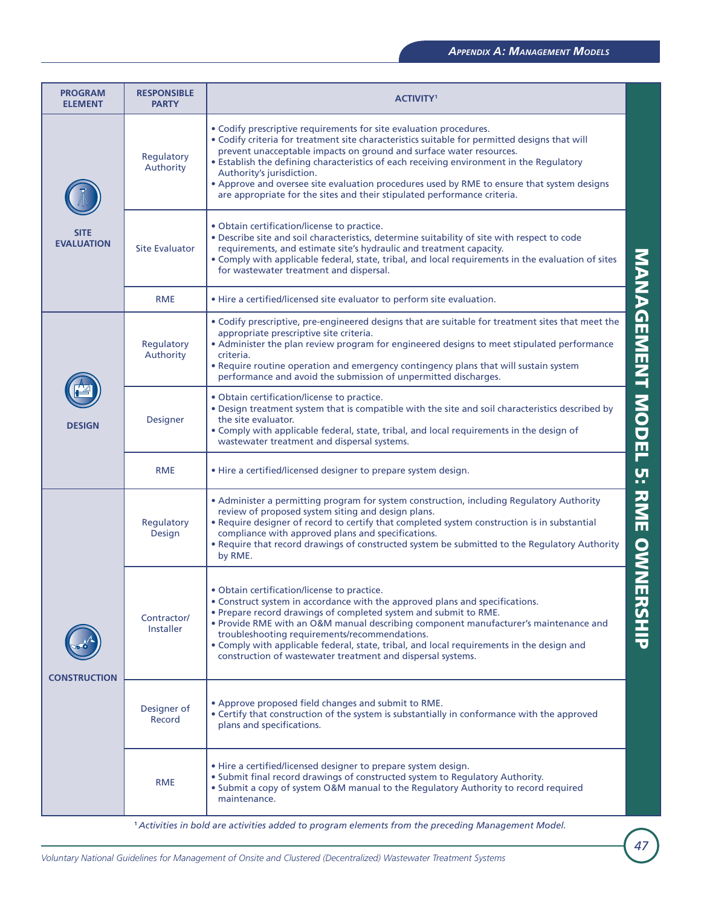## MANAGEMENT MODEL 5: RME OWNERSHIP

| PROGRAM ELEMENT | RESPONSIBLE PARTY | ACTIVITY[1] |
|---|---|---|
| SITE EVALUATION | Regulatory Authority | • Codify prescriptive requirements for site evaluation procedures.<br>• Codify criteria for treatment site characteristics suitable for permitted designs that will prevent unacceptable impacts on ground and surface water resources.<br>• Establish the defining characteristics of each receiving environment in the Regulatory Authority's jurisdiction.<br>• Approve and oversee site evaluation procedures used by RME to ensure that system designs are appropriate for the sites and their stipulated performance criteria. |
| | Site Evaluator | • Obtain certification/license to practice.<br>• Describe site and soil characteristics, determine suitability of site with respect to code requirements, and estimate site's hydraulic and treatment capacity.<br>• Comply with applicable federal, state, tribal, and local requirements in the evaluation of sites for wastewater treatment and dispersal. |
| | RME | • Hire a certified/licensed site evaluator to perform site evaluation. |
| DESIGN | Regulatory Authority | • Codify prescriptive, pre-engineered designs that are suitable for treatment sites that meet the appropriate prescriptive site criteria.<br>• Administer the plan review program for engineered designs to meet stipulated performance criteria.<br>• Require routine operation and emergency contingency plans that will sustain system performance and avoid the submission of unpermitted discharges. |
| | Designer | • Obtain certification/license to practice.<br>• Design treatment system that is compatible with the site and soil characteristics described by the site evaluator.<br>• Comply with applicable federal, state, tribal, and local requirements in the design of wastewater treatment and dispersal systems. |
| | RME | • Hire a certified/licensed designer to prepare system design. |
| CONSTRUCTION | Regulatory Design | • Administer a permitting program for system construction, including Regulatory Authority review of proposed system siting and design plans.<br>• Require designer of record to certify that completed system construction is in substantial compliance with approved plans and specifications.<br>• Require that record drawings of constructed system be submitted to the Regulatory Authority by RME. |
| | Contractor/ Installer | • Obtain certification/license to practice.<br>• Construct system in accordance with the approved plans and specifications.<br>• Prepare record drawings of completed system and submit to RME.<br>• Provide RME with an O&M manual describing component manufacturer's maintenance and troubleshooting requirements/recommendations.<br>• Comply with applicable federal, state, tribal, and local requirements in the design and construction of wastewater treatment and dispersal systems. |
| | Designer of Record | • Approve proposed field changes and submit to RME.<br>• Certify that construction of the system is substantially in conformance with the approved plans and specifications. |
| | RME | • Hire a certified/licensed designer to prepare system design.<br>• Submit final record drawings of constructed system to Regulatory Authority.<br>• Submit a copy of system O&M manual to the Regulatory Authority to record required maintenance. |

[1] *Activities in bold are activities added to program elements from the preceding Management Model.*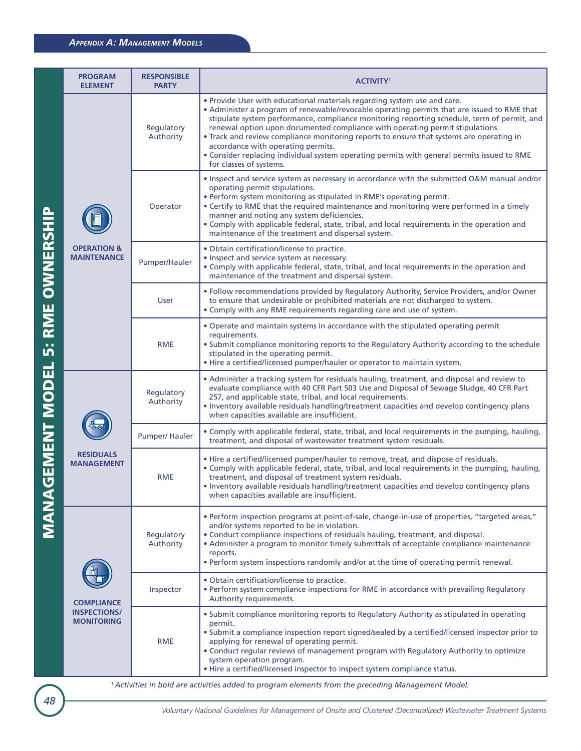# MANAGEMENT MODEL 5: RME OWNERSHIP

| PROGRAM ELEMENT | RESPONSIBLE PARTY | ACTIVITY[1] |
|---|---|---|
| OPERATION & MAINTENANCE | Regulatory Authority | • Provide User with educational materials regarding system use and care.<br>• Administer a program of renewable/revocable operating permits that are issued to RME that stipulate system performance, compliance monitoring reporting schedule, term of permit, and renewal option upon documented compliance with operating permit stipulations.<br>• Track and review compliance monitoring reports to ensure that systems are operating in accordance with operating permits.<br>• Consider replacing individual system operating permits with general permits issued to RME for classes of systems. |
| | Operator | • Inspect and service system as necessary in accordance with the submitted O&M manual and/or operating permit stipulations.<br>• Perform system monitoring as stipulated in RME's operating permit.<br>• Certify to RME that the required maintenance and monitoring were performed in a timely manner and noting any system deficiencies.<br>• Comply with applicable federal, state, tribal, and local requirements in the operation and maintenance of the treatment and dispersal system. |
| | Pumper/Hauler | • Obtain certification/license to practice.<br>• Inspect and service system as necessary.<br>• Comply with applicable federal, state, tribal, and local requirements in the operation and maintenance of the treatment and dispersal system. |
| | User | • Follow recommendations provided by Regulatory Authority, Service Providers, and/or Owner to ensure that undesirable or prohibited materials are not discharged to system.<br>• Comply with any RME requirements regarding care and use of system. |
| | RME | • Operate and maintain systems in accordance with the stipulated operating permit requirements.<br>• Submit compliance monitoring reports to the Regulatory Authority according to the schedule stipulated in the operating permit.<br>• Hire a certified/licensed pumper/hauler or operator to maintain system. |
| RESIDUALS MANAGEMENT | Regulatory Authority | • Administer a tracking system for residuals hauling, treatment, and disposal and review to evaluate compliance with 40 CFR Part 503 Use and Disposal of Sewage Sludge, 40 CFR Part 257, and applicable state, tribal, and local requirements.<br>• Inventory available residuals handling/treatment capacities and develop contingency plans when capacities available are insufficient. |
| | Pumper/ Hauler | • Comply with applicable federal, state, tribal, and local requirements in the pumping, hauling, treatment, and disposal of wastewater treatment system residuals. |
| | RME | • Hire a certified/licensed pumper/hauler to remove, treat, and dispose of residuals.<br>• Comply with applicable federal, state, tribal, and local requirements in the pumping, hauling, treatment, and disposal of treatment system residuals.<br>• Inventory available residuals handling/treatment capacities and develop contingency plans when capacities available are insufficient. |
| COMPLIANCE INSPECTIONS/ MONITORING | Regulatory Authority | • Perform inspection programs at point-of-sale, change-in-use of properties, "targeted areas," and/or systems reported to be in violation.<br>• Conduct compliance inspections of residuals hauling, treatment, and disposal.<br>• Administer a program to monitor timely submittals of acceptable compliance maintenance reports.<br>• Perform system inspections randomly and/or at the time of operating permit renewal. |
| | Inspector | • Obtain certification/license to practice.<br>• Perform system compliance inspections for RME in accordance with prevailing Regulatory Authority requirements. |
| | RME | • Submit compliance monitoring reports to Regulatory Authority as stipulated in operating permit.<br>• Submit a compliance inspection report signed/sealed by a certified/licensed inspector prior to applying for renewal of operating permit.<br>• Conduct regular reviews of management program with Regulatory Authority to optimize system operation program.<br>• Hire a certified/licensed inspector to inspect system compliance status. |

[1] *Activities in bold are activities added to program elements from the preceding Management Model.*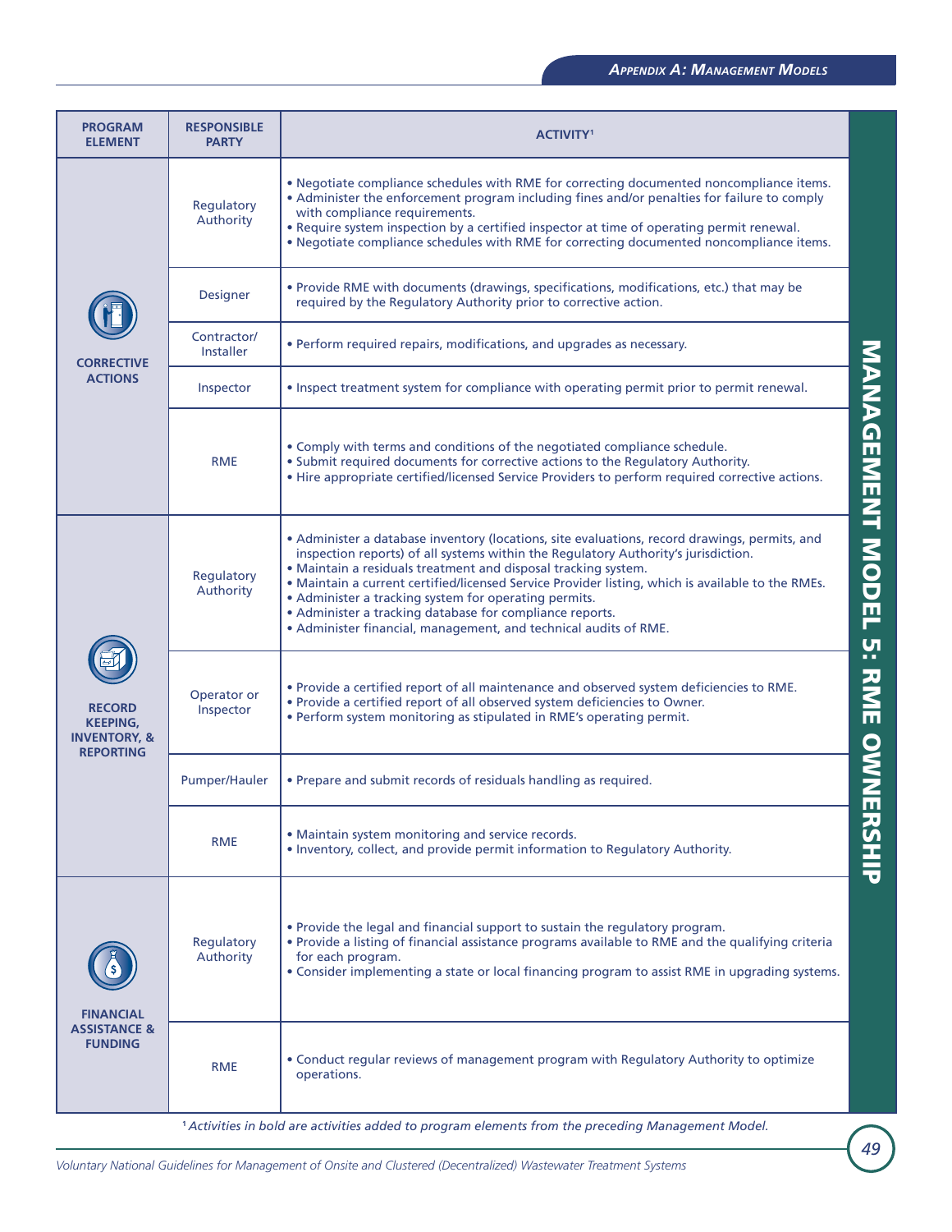| PROGRAM ELEMENT | RESPONSIBLE PARTY | ACTIVITY[1] |
|---|---|---|
| CORRECTIVE ACTIONS | Regulatory Authority | • Negotiate compliance schedules with RME for correcting documented noncompliance items.<br>• Administer the enforcement program including fines and/or penalties for failure to comply with compliance requirements.<br>• Require system inspection by a certified inspector at time of operating permit renewal.<br>• Negotiate compliance schedules with RME for correcting documented noncompliance items. |
| | Designer | • Provide RME with documents (drawings, specifications, modifications, etc.) that may be required by the Regulatory Authority prior to corrective action. |
| | Contractor/ Installer | • Perform required repairs, modifications, and upgrades as necessary. |
| | Inspector | • Inspect treatment system for compliance with operating permit prior to permit renewal. |
| | RME | • Comply with terms and conditions of the negotiated compliance schedule.<br>• Submit required documents for corrective actions to the Regulatory Authority.<br>• Hire appropriate certified/licensed Service Providers to perform required corrective actions. |
| RECORD KEEPING, INVENTORY, & REPORTING | Regulatory Authority | • Administer a database inventory (locations, site evaluations, record drawings, permits, and inspection reports) of all systems within the Regulatory Authority's jurisdiction.<br>• Maintain a residuals treatment and disposal tracking system.<br>• Maintain a current certified/licensed Service Provider listing, which is available to the RMEs.<br>• Administer a tracking system for operating permits.<br>• Administer a tracking database for compliance reports.<br>• Administer financial, management, and technical audits of RME. |
| | Operator or Inspector | • Provide a certified report of all maintenance and observed system deficiencies to RME.<br>• Provide a certified report of all observed system deficiencies to Owner.<br>• Perform system monitoring as stipulated in RME's operating permit. |
| | Pumper/Hauler | • Prepare and submit records of residuals handling as required. |
| | RME | • Maintain system monitoring and service records.<br>• Inventory, collect, and provide permit information to Regulatory Authority. |
| FINANCIAL ASSISTANCE & FUNDING | Regulatory Authority | • Provide the legal and financial support to sustain the regulatory program.<br>• Provide a listing of financial assistance programs available to RME and the qualifying criteria for each program.<br>• Consider implementing a state or local financing program to assist RME in upgrading systems. |
| | RME | • Conduct regular reviews of management program with Regulatory Authority to optimize operations. |

[1] *Activities in bold are activities added to program elements from the preceding Management Model.*

MANAGEMENT MODEL 5: RME OWNERSHIP